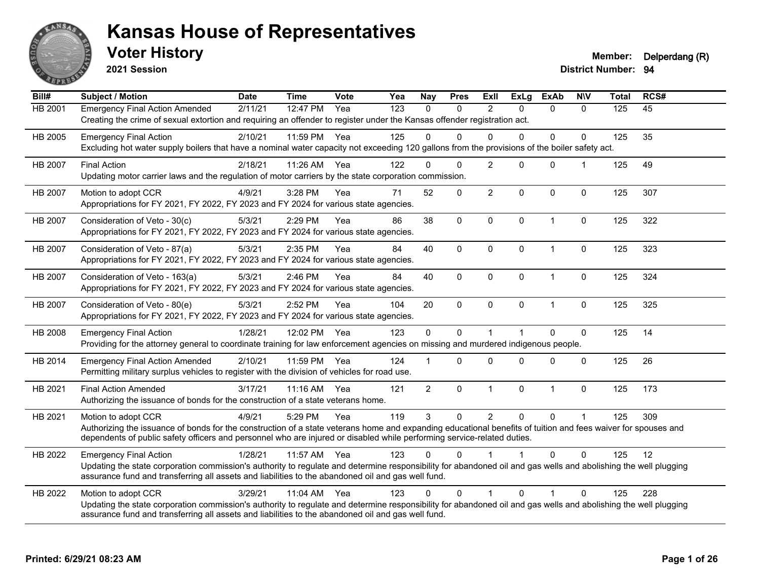# Kansas House of Representatives

## Voter History

**2021 Session**

**Member:** Delperdang (R)
**District Number:** 94

| Bill# | Subject / Motion | Date | Time | Vote | Yea | Nay | Pres | ExII | ExLg | ExAb | N\V | Total | RCS# |
|---|---|---|---|---|---|---|---|---|---|---|---|---|---|
| HB 2001 | Emergency Final Action Amended | 2/11/21 | 12:47 PM | Yea | 123 | 0 | 0 | 2 | 0 | 0 | 0 | 125 | 45 |
| | Creating the crime of sexual extortion and requiring an offender to register under the Kansas offender registration act. | | | | | | | | | | | | |
| HB 2005 | Emergency Final Action | 2/10/21 | 11:59 PM | Yea | 125 | 0 | 0 | 0 | 0 | 0 | 0 | 125 | 35 |
| | Excluding hot water supply boilers that have a nominal water capacity not exceeding 120 gallons from the provisions of the boiler safety act. | | | | | | | | | | | | |
| HB 2007 | Final Action | 2/18/21 | 11:26 AM | Yea | 122 | 0 | 0 | 2 | 0 | 0 | 1 | 125 | 49 |
| | Updating motor carrier laws and the regulation of motor carriers by the state corporation commission. | | | | | | | | | | | | |
| HB 2007 | Motion to adopt CCR | 4/9/21 | 3:28 PM | Yea | 71 | 52 | 0 | 2 | 0 | 0 | 0 | 125 | 307 |
| | Appropriations for FY 2021, FY 2022, FY 2023 and FY 2024 for various state agencies. | | | | | | | | | | | | |
| HB 2007 | Consideration of Veto - 30(c) | 5/3/21 | 2:29 PM | Yea | 86 | 38 | 0 | 0 | 0 | 1 | 0 | 125 | 322 |
| | Appropriations for FY 2021, FY 2022, FY 2023 and FY 2024 for various state agencies. | | | | | | | | | | | | |
| HB 2007 | Consideration of Veto - 87(a) | 5/3/21 | 2:35 PM | Yea | 84 | 40 | 0 | 0 | 0 | 1 | 0 | 125 | 323 |
| | Appropriations for FY 2021, FY 2022, FY 2023 and FY 2024 for various state agencies. | | | | | | | | | | | | |
| HB 2007 | Consideration of Veto - 163(a) | 5/3/21 | 2:46 PM | Yea | 84 | 40 | 0 | 0 | 0 | 1 | 0 | 125 | 324 |
| | Appropriations for FY 2021, FY 2022, FY 2023 and FY 2024 for various state agencies. | | | | | | | | | | | | |
| HB 2007 | Consideration of Veto - 80(e) | 5/3/21 | 2:52 PM | Yea | 104 | 20 | 0 | 0 | 0 | 1 | 0 | 125 | 325 |
| | Appropriations for FY 2021, FY 2022, FY 2023 and FY 2024 for various state agencies. | | | | | | | | | | | | |
| HB 2008 | Emergency Final Action | 1/28/21 | 12:02 PM | Yea | 123 | 0 | 0 | 1 | 1 | 0 | 0 | 125 | 14 |
| | Providing for the attorney general to coordinate training for law enforcement agencies on missing and murdered indigenous people. | | | | | | | | | | | | |
| HB 2014 | Emergency Final Action Amended | 2/10/21 | 11:59 PM | Yea | 124 | 1 | 0 | 0 | 0 | 0 | 0 | 125 | 26 |
| | Permitting military surplus vehicles to register with the division of vehicles for road use. | | | | | | | | | | | | |
| HB 2021 | Final Action Amended | 3/17/21 | 11:16 AM | Yea | 121 | 2 | 0 | 1 | 0 | 1 | 0 | 125 | 173 |
| | Authorizing the issuance of bonds for the construction of a state veterans home. | | | | | | | | | | | | |
| HB 2021 | Motion to adopt CCR | 4/9/21 | 5:29 PM | Yea | 119 | 3 | 0 | 2 | 0 | 0 | 1 | 125 | 309 |
| | Authorizing the issuance of bonds for the construction of a state veterans home and expanding educational benefits of tuition and fees waiver for spouses and dependents of public safety officers and personnel who are injured or disabled while performing service-related duties. | | | | | | | | | | | | |
| HB 2022 | Emergency Final Action | 1/28/21 | 11:57 AM | Yea | 123 | 0 | 0 | 1 | 1 | 0 | 0 | 125 | 12 |
| | Updating the state corporation commission's authority to regulate and determine responsibility for abandoned oil and gas wells and abolishing the well plugging assurance fund and transferring all assets and liabilities to the abandoned oil and gas well fund. | | | | | | | | | | | | |
| HB 2022 | Motion to adopt CCR | 3/29/21 | 11:04 AM | Yea | 123 | 0 | 0 | 1 | 0 | 1 | 0 | 125 | 228 |
| | Updating the state corporation commission's authority to regulate and determine responsibility for abandoned oil and gas wells and abolishing the well plugging assurance fund and transferring all assets and liabilities to the abandoned oil and gas well fund. | | | | | | | | | | | | |

Printed: 6/29/21 08:23 AM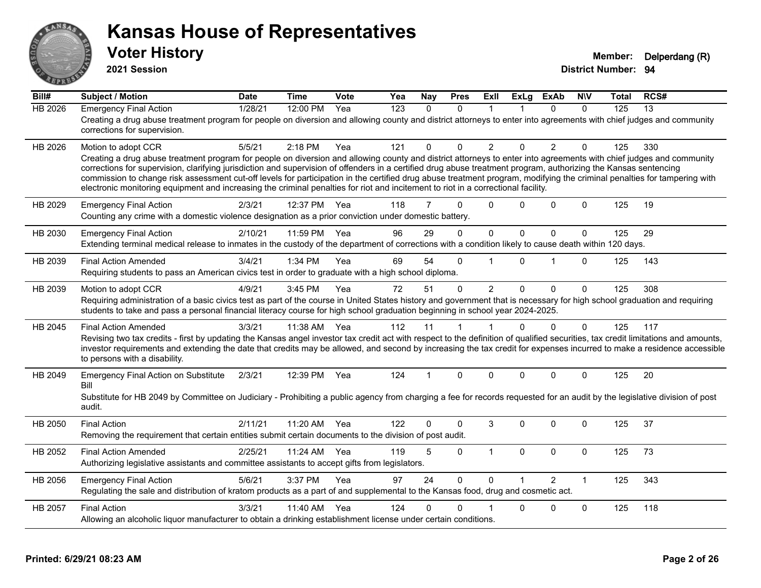# Kansas House of Representatives

## Voter History

**2021 Session**

**Member:** Delperdang (R)
**District Number:** 94

| Bill# | Subject / Motion | Date | Time | Vote | Yea | Nay | Pres | ExII | ExLg | ExAb | N\V | Total | RCS# |
|---|---|---|---|---|---|---|---|---|---|---|---|---|---|
| HB 2026 | Emergency Final Action | 1/28/21 | 12:00 PM | Yea | 123 | 0 | 0 | 1 | 1 | 0 | 0 | 125 | 13 |
| | Creating a drug abuse treatment program for people on diversion and allowing county and district attorneys to enter into agreements with chief judges and community corrections for supervision. | | | | | | | | | | | | |
| HB 2026 | Motion to adopt CCR | 5/5/21 | 2:18 PM | Yea | 121 | 0 | 0 | 2 | 0 | 2 | 0 | 125 | 330 |
| | Creating a drug abuse treatment program for people on diversion and allowing county and district attorneys to enter into agreements with chief judges and community corrections for supervision, clarifying jurisdiction and supervision of offenders in a certified drug abuse treatment program, authorizing the Kansas sentencing commission to change risk assessment cut-off levels for participation in the certified drug abuse treatment program, modifying the criminal penalties for tampering with electronic monitoring equipment and increasing the criminal penalties for riot and incitement to riot in a correctional facility. | | | | | | | | | | | | |
| HB 2029 | Emergency Final Action | 2/3/21 | 12:37 PM | Yea | 118 | 7 | 0 | 0 | 0 | 0 | 0 | 125 | 19 |
| | Counting any crime with a domestic violence designation as a prior conviction under domestic battery. | | | | | | | | | | | | |
| HB 2030 | Emergency Final Action | 2/10/21 | 11:59 PM | Yea | 96 | 29 | 0 | 0 | 0 | 0 | 0 | 125 | 29 |
| | Extending terminal medical release to inmates in the custody of the department of corrections with a condition likely to cause death within 120 days. | | | | | | | | | | | | |
| HB 2039 | Final Action Amended | 3/4/21 | 1:34 PM | Yea | 69 | 54 | 0 | 1 | 0 | 1 | 0 | 125 | 143 |
| | Requiring students to pass an American civics test in order to graduate with a high school diploma. | | | | | | | | | | | | |
| HB 2039 | Motion to adopt CCR | 4/9/21 | 3:45 PM | Yea | 72 | 51 | 0 | 2 | 0 | 0 | 0 | 125 | 308 |
| | Requiring administration of a basic civics test as part of the course in United States history and government that is necessary for high school graduation and requiring students to take and pass a personal financial literacy course for high school graduation beginning in school year 2024-2025. | | | | | | | | | | | | |
| HB 2045 | Final Action Amended | 3/3/21 | 11:38 AM | Yea | 112 | 11 | 1 | 1 | 0 | 0 | 0 | 125 | 117 |
| | Revising two tax credits - first by updating the Kansas angel investor tax credit act with respect to the definition of qualified securities, tax credit limitations and amounts, investor requirements and extending the date that credits may be allowed, and second by increasing the tax credit for expenses incurred to make a residence accessible to persons with a disability. | | | | | | | | | | | | |
| HB 2049 | Emergency Final Action on Substitute Bill | 2/3/21 | 12:39 PM | Yea | 124 | 1 | 0 | 0 | 0 | 0 | 0 | 125 | 20 |
| | Substitute for HB 2049 by Committee on Judiciary - Prohibiting a public agency from charging a fee for records requested for an audit by the legislative division of post audit. | | | | | | | | | | | | |
| HB 2050 | Final Action | 2/11/21 | 11:20 AM | Yea | 122 | 0 | 0 | 3 | 0 | 0 | 0 | 125 | 37 |
| | Removing the requirement that certain entities submit certain documents to the division of post audit. | | | | | | | | | | | | |
| HB 2052 | Final Action Amended | 2/25/21 | 11:24 AM | Yea | 119 | 5 | 0 | 1 | 0 | 0 | 0 | 125 | 73 |
| | Authorizing legislative assistants and committee assistants to accept gifts from legislators. | | | | | | | | | | | | |
| HB 2056 | Emergency Final Action | 5/6/21 | 3:37 PM | Yea | 97 | 24 | 0 | 0 | 1 | 2 | 1 | 125 | 343 |
| | Regulating the sale and distribution of kratom products as a part of and supplemental to the Kansas food, drug and cosmetic act. | | | | | | | | | | | | |
| HB 2057 | Final Action | 3/3/21 | 11:40 AM | Yea | 124 | 0 | 0 | 1 | 0 | 0 | 0 | 125 | 118 |
| | Allowing an alcoholic liquor manufacturer to obtain a drinking establishment license under certain conditions. | | | | | | | | | | | | |

**Printed: 6/29/21 08:23 AM**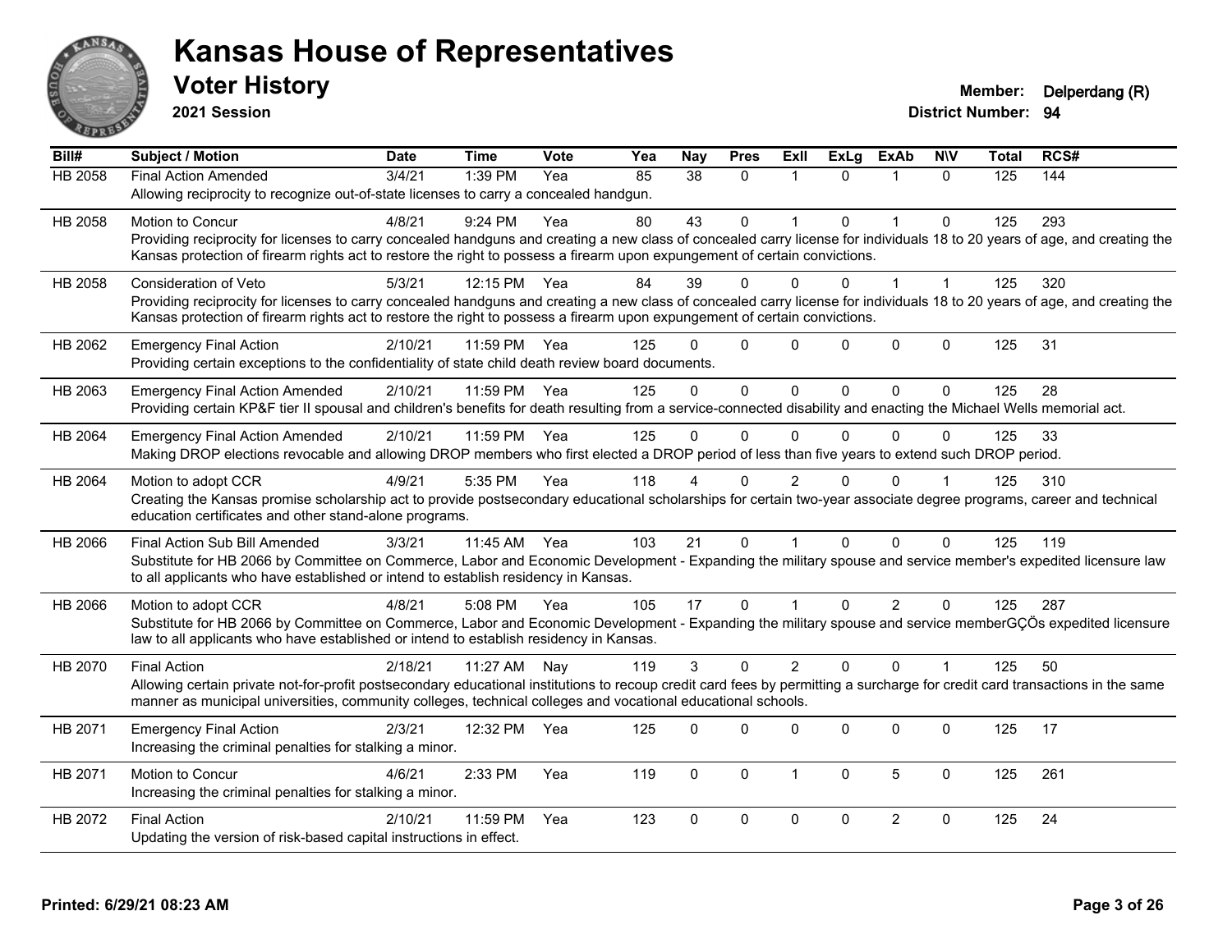# Kansas House of Representatives

## Voter History

**2021 Session**

**Member:** Delperdang (R)
**District Number:** 94

| Bill# | Subject / Motion | Date | Time | Vote | Yea | Nay | Pres | ExII | ExLg | ExAb | N\V | Total | RCS# |
|---|---|---|---|---|---|---|---|---|---|---|---|---|---|
| HB 2058 | Final Action Amended | 3/4/21 | 1:39 PM | Yea | 85 | 38 | 0 | 1 | 0 | 1 | 0 | 125 | 144 |
| | Allowing reciprocity to recognize out-of-state licenses to carry a concealed handgun. | | | | | | | | | | | | |
| HB 2058 | Motion to Concur | 4/8/21 | 9:24 PM | Yea | 80 | 43 | 0 | 1 | 0 | 1 | 0 | 125 | 293 |
| | Providing reciprocity for licenses to carry concealed handguns and creating a new class of concealed carry license for individuals 18 to 20 years of age, and creating the Kansas protection of firearm rights act to restore the right to possess a firearm upon expungement of certain convictions. | | | | | | | | | | | | |
| HB 2058 | Consideration of Veto | 5/3/21 | 12:15 PM | Yea | 84 | 39 | 0 | 0 | 0 | 1 | 1 | 125 | 320 |
| | Providing reciprocity for licenses to carry concealed handguns and creating a new class of concealed carry license for individuals 18 to 20 years of age, and creating the Kansas protection of firearm rights act to restore the right to possess a firearm upon expungement of certain convictions. | | | | | | | | | | | | |
| HB 2062 | Emergency Final Action | 2/10/21 | 11:59 PM | Yea | 125 | 0 | 0 | 0 | 0 | 0 | 0 | 125 | 31 |
| | Providing certain exceptions to the confidentiality of state child death review board documents. | | | | | | | | | | | | |
| HB 2063 | Emergency Final Action Amended | 2/10/21 | 11:59 PM | Yea | 125 | 0 | 0 | 0 | 0 | 0 | 0 | 125 | 28 |
| | Providing certain KP&F tier II spousal and children's benefits for death resulting from a service-connected disability and enacting the Michael Wells memorial act. | | | | | | | | | | | | |
| HB 2064 | Emergency Final Action Amended | 2/10/21 | 11:59 PM | Yea | 125 | 0 | 0 | 0 | 0 | 0 | 0 | 125 | 33 |
| | Making DROP elections revocable and allowing DROP members who first elected a DROP period of less than five years to extend such DROP period. | | | | | | | | | | | | |
| HB 2064 | Motion to adopt CCR | 4/9/21 | 5:35 PM | Yea | 118 | 4 | 0 | 2 | 0 | 0 | 1 | 125 | 310 |
| | Creating the Kansas promise scholarship act to provide postsecondary educational scholarships for certain two-year associate degree programs, career and technical education certificates and other stand-alone programs. | | | | | | | | | | | | |
| HB 2066 | Final Action Sub Bill Amended | 3/3/21 | 11:45 AM | Yea | 103 | 21 | 0 | 1 | 0 | 0 | 0 | 125 | 119 |
| | Substitute for HB 2066 by Committee on Commerce, Labor and Economic Development - Expanding the military spouse and service member's expedited licensure law to all applicants who have established or intend to establish residency in Kansas. | | | | | | | | | | | | |
| HB 2066 | Motion to adopt CCR | 4/8/21 | 5:08 PM | Yea | 105 | 17 | 0 | 1 | 0 | 2 | 0 | 125 | 287 |
| | Substitute for HB 2066 by Committee on Commerce, Labor and Economic Development - Expanding the military spouse and service memberGÇÖs expedited licensure law to all applicants who have established or intend to establish residency in Kansas. | | | | | | | | | | | | |
| HB 2070 | Final Action | 2/18/21 | 11:27 AM | Nay | 119 | 3 | 0 | 2 | 0 | 0 | 1 | 125 | 50 |
| | Allowing certain private not-for-profit postsecondary educational institutions to recoup credit card fees by permitting a surcharge for credit card transactions in the same manner as municipal universities, community colleges, technical colleges and vocational educational schools. | | | | | | | | | | | | |
| HB 2071 | Emergency Final Action | 2/3/21 | 12:32 PM | Yea | 125 | 0 | 0 | 0 | 0 | 0 | 0 | 125 | 17 |
| | Increasing the criminal penalties for stalking a minor. | | | | | | | | | | | | |
| HB 2071 | Motion to Concur | 4/6/21 | 2:33 PM | Yea | 119 | 0 | 0 | 1 | 0 | 5 | 0 | 125 | 261 |
| | Increasing the criminal penalties for stalking a minor. | | | | | | | | | | | | |
| HB 2072 | Final Action | 2/10/21 | 11:59 PM | Yea | 123 | 0 | 0 | 0 | 0 | 2 | 0 | 125 | 24 |
| | Updating the version of risk-based capital instructions in effect. | | | | | | | | | | | | |

**Printed: 6/29/21 08:23 AM**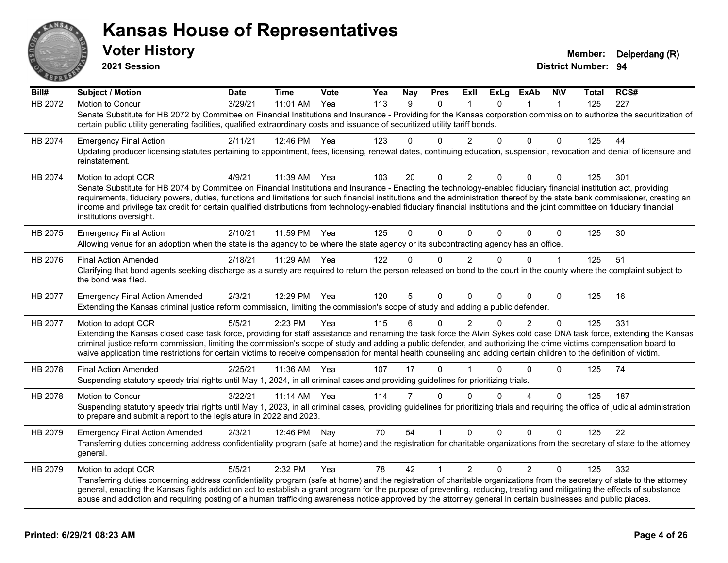# Kansas House of Representatives

## Voter History

**2021 Session**

**Member:** Delperdang (R)
**District Number:** 94

| Bill# | Subject / Motion | Date | Time | Vote | Yea | Nay | Pres | ExII | ExLg | ExAb | N\V | Total | RCS# |
|---|---|---|---|---|---|---|---|---|---|---|---|---|---|
| HB 2072 | Motion to Concur | 3/29/21 | 11:01 AM | Yea | 113 | 9 | 0 | 1 | 0 | 1 | 1 | 125 | 227 |
| | Senate Substitute for HB 2072 by Committee on Financial Institutions and Insurance - Providing for the Kansas corporation commission to authorize the securitization of certain public utility generating facilities, qualified extraordinary costs and issuance of securitized utility tariff bonds. | | | | | | | | | | | | |
| HB 2074 | Emergency Final Action | 2/11/21 | 12:46 PM | Yea | 123 | 0 | 0 | 2 | 0 | 0 | 0 | 125 | 44 |
| | Updating producer licensing statutes pertaining to appointment, fees, licensing, renewal dates, continuing education, suspension, revocation and denial of licensure and reinstatement. | | | | | | | | | | | | |
| HB 2074 | Motion to adopt CCR | 4/9/21 | 11:39 AM | Yea | 103 | 20 | 0 | 2 | 0 | 0 | 0 | 125 | 301 |
| | Senate Substitute for HB 2074 by Committee on Financial Institutions and Insurance - Enacting the technology-enabled fiduciary financial institution act, providing requirements, fiduciary powers, duties, functions and limitations for such financial institutions and the administration thereof by the state bank commissioner, creating an income and privilege tax credit for certain qualified distributions from technology-enabled fiduciary financial institutions and the joint committee on fiduciary financial institutions oversight. | | | | | | | | | | | | |
| HB 2075 | Emergency Final Action | 2/10/21 | 11:59 PM | Yea | 125 | 0 | 0 | 0 | 0 | 0 | 0 | 125 | 30 |
| | Allowing venue for an adoption when the state is the agency to be where the state agency or its subcontracting agency has an office. | | | | | | | | | | | | |
| HB 2076 | Final Action Amended | 2/18/21 | 11:29 AM | Yea | 122 | 0 | 0 | 2 | 0 | 0 | 1 | 125 | 51 |
| | Clarifying that bond agents seeking discharge as a surety are required to return the person released on bond to the court in the county where the complaint subject to the bond was filed. | | | | | | | | | | | | |
| HB 2077 | Emergency Final Action Amended | 2/3/21 | 12:29 PM | Yea | 120 | 5 | 0 | 0 | 0 | 0 | 0 | 125 | 16 |
| | Extending the Kansas criminal justice reform commission, limiting the commission's scope of study and adding a public defender. | | | | | | | | | | | | |
| HB 2077 | Motion to adopt CCR | 5/5/21 | 2:23 PM | Yea | 115 | 6 | 0 | 2 | 0 | 2 | 0 | 125 | 331 |
| | Extending the Kansas closed case task force, providing for staff assistance and renaming the task force the Alvin Sykes cold case DNA task force, extending the Kansas criminal justice reform commission, limiting the commission's scope of study and adding a public defender, and authorizing the crime victims compensation board to waive application time restrictions for certain victims to receive compensation for mental health counseling and adding certain children to the definition of victim. | | | | | | | | | | | | |
| HB 2078 | Final Action Amended | 2/25/21 | 11:36 AM | Yea | 107 | 17 | 0 | 1 | 0 | 0 | 0 | 125 | 74 |
| | Suspending statutory speedy trial rights until May 1, 2024, in all criminal cases and providing guidelines for prioritizing trials. | | | | | | | | | | | | |
| HB 2078 | Motion to Concur | 3/22/21 | 11:14 AM | Yea | 114 | 7 | 0 | 0 | 0 | 4 | 0 | 125 | 187 |
| | Suspending statutory speedy trial rights until May 1, 2023, in all criminal cases, providing guidelines for prioritizing trials and requiring the office of judicial administration to prepare and submit a report to the legislature in 2022 and 2023. | | | | | | | | | | | | |
| HB 2079 | Emergency Final Action Amended | 2/3/21 | 12:46 PM | Nay | 70 | 54 | 1 | 0 | 0 | 0 | 0 | 125 | 22 |
| | Transferring duties concerning address confidentiality program (safe at home) and the registration for charitable organizations from the secretary of state to the attorney general. | | | | | | | | | | | | |
| HB 2079 | Motion to adopt CCR | 5/5/21 | 2:32 PM | Yea | 78 | 42 | 1 | 2 | 0 | 2 | 0 | 125 | 332 |
| | Transferring duties concerning address confidentiality program (safe at home) and the registration of charitable organizations from the secretary of state to the attorney general, enacting the Kansas fights addiction act to establish a grant program for the purpose of preventing, reducing, treating and mitigating the effects of substance abuse and addiction and requiring posting of a human trafficking awareness notice approved by the attorney general in certain businesses and public places. | | | | | | | | | | | | |

**Printed: 6/29/21 08:23 AM**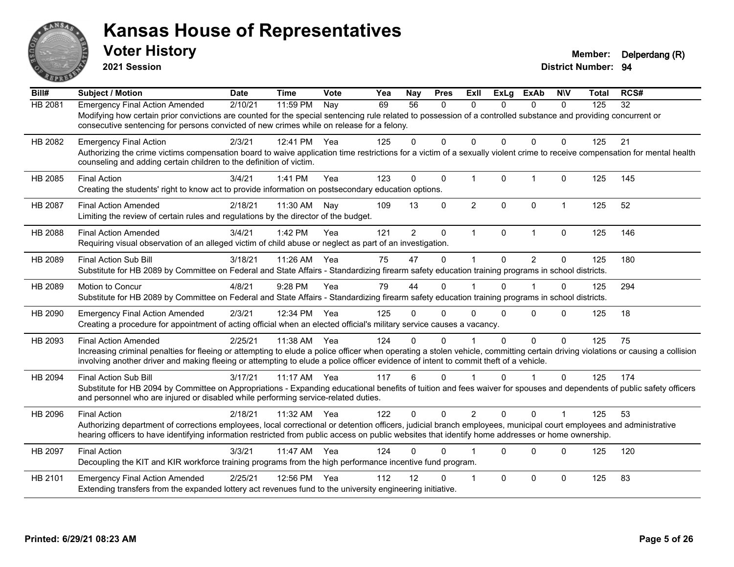# Kansas House of Representatives

## Voter History

**2021 Session**

**Member:** Delperdang (R)
**District Number:** 94

| Bill# | Subject / Motion | Date | Time | Vote | Yea | Nay | Pres | ExII | ExLg | ExAb | N\V | Total | RCS# |
|---|---|---|---|---|---|---|---|---|---|---|---|---|---|
| HB 2081 | Emergency Final Action Amended | 2/10/21 | 11:59 PM | Nay | 69 | 56 | 0 | 0 | 0 | 0 | 0 | 125 | 32 |
| | Modifying how certain prior convictions are counted for the special sentencing rule related to possession of a controlled substance and providing concurrent or consecutive sentencing for persons convicted of new crimes while on release for a felony. | | | | | | | | | | | | |
| HB 2082 | Emergency Final Action | 2/3/21 | 12:41 PM | Yea | 125 | 0 | 0 | 0 | 0 | 0 | 0 | 125 | 21 |
| | Authorizing the crime victims compensation board to waive application time restrictions for a victim of a sexually violent crime to receive compensation for mental health counseling and adding certain children to the definition of victim. | | | | | | | | | | | | |
| HB 2085 | Final Action | 3/4/21 | 1:41 PM | Yea | 123 | 0 | 0 | 1 | 0 | 1 | 0 | 125 | 145 |
| | Creating the students' right to know act to provide information on postsecondary education options. | | | | | | | | | | | | |
| HB 2087 | Final Action Amended | 2/18/21 | 11:30 AM | Nay | 109 | 13 | 0 | 2 | 0 | 0 | 1 | 125 | 52 |
| | Limiting the review of certain rules and regulations by the director of the budget. | | | | | | | | | | | | |
| HB 2088 | Final Action Amended | 3/4/21 | 1:42 PM | Yea | 121 | 2 | 0 | 1 | 0 | 1 | 0 | 125 | 146 |
| | Requiring visual observation of an alleged victim of child abuse or neglect as part of an investigation. | | | | | | | | | | | | |
| HB 2089 | Final Action Sub Bill | 3/18/21 | 11:26 AM | Yea | 75 | 47 | 0 | 1 | 0 | 2 | 0 | 125 | 180 |
| | Substitute for HB 2089 by Committee on Federal and State Affairs - Standardizing firearm safety education training programs in school districts. | | | | | | | | | | | | |
| HB 2089 | Motion to Concur | 4/8/21 | 9:28 PM | Yea | 79 | 44 | 0 | 1 | 0 | 1 | 0 | 125 | 294 |
| | Substitute for HB 2089 by Committee on Federal and State Affairs - Standardizing firearm safety education training programs in school districts. | | | | | | | | | | | | |
| HB 2090 | Emergency Final Action Amended | 2/3/21 | 12:34 PM | Yea | 125 | 0 | 0 | 0 | 0 | 0 | 0 | 125 | 18 |
| | Creating a procedure for appointment of acting official when an elected official's military service causes a vacancy. | | | | | | | | | | | | |
| HB 2093 | Final Action Amended | 2/25/21 | 11:38 AM | Yea | 124 | 0 | 0 | 1 | 0 | 0 | 0 | 125 | 75 |
| | Increasing criminal penalties for fleeing or attempting to elude a police officer when operating a stolen vehicle, committing certain driving violations or causing a collision involving another driver and making fleeing or attempting to elude a police officer evidence of intent to commit theft of a vehicle. | | | | | | | | | | | | |
| HB 2094 | Final Action Sub Bill | 3/17/21 | 11:17 AM | Yea | 117 | 6 | 0 | 1 | 0 | 1 | 0 | 125 | 174 |
| | Substitute for HB 2094 by Committee on Appropriations - Expanding educational benefits of tuition and fees waiver for spouses and dependents of public safety officers and personnel who are injured or disabled while performing service-related duties. | | | | | | | | | | | | |
| HB 2096 | Final Action | 2/18/21 | 11:32 AM | Yea | 122 | 0 | 0 | 2 | 0 | 0 | 1 | 125 | 53 |
| | Authorizing department of corrections employees, local correctional or detention officers, judicial branch employees, municipal court employees and administrative hearing officers to have identifying information restricted from public access on public websites that identify home addresses or home ownership. | | | | | | | | | | | | |
| HB 2097 | Final Action | 3/3/21 | 11:47 AM | Yea | 124 | 0 | 0 | 1 | 0 | 0 | 0 | 125 | 120 |
| | Decoupling the KIT and KIR workforce training programs from the high performance incentive fund program. | | | | | | | | | | | | |
| HB 2101 | Emergency Final Action Amended | 2/25/21 | 12:56 PM | Yea | 112 | 12 | 0 | 1 | 0 | 0 | 0 | 125 | 83 |
| | Extending transfers from the expanded lottery act revenues fund to the university engineering initiative. | | | | | | | | | | | | |

Printed: 6/29/21 08:23 AM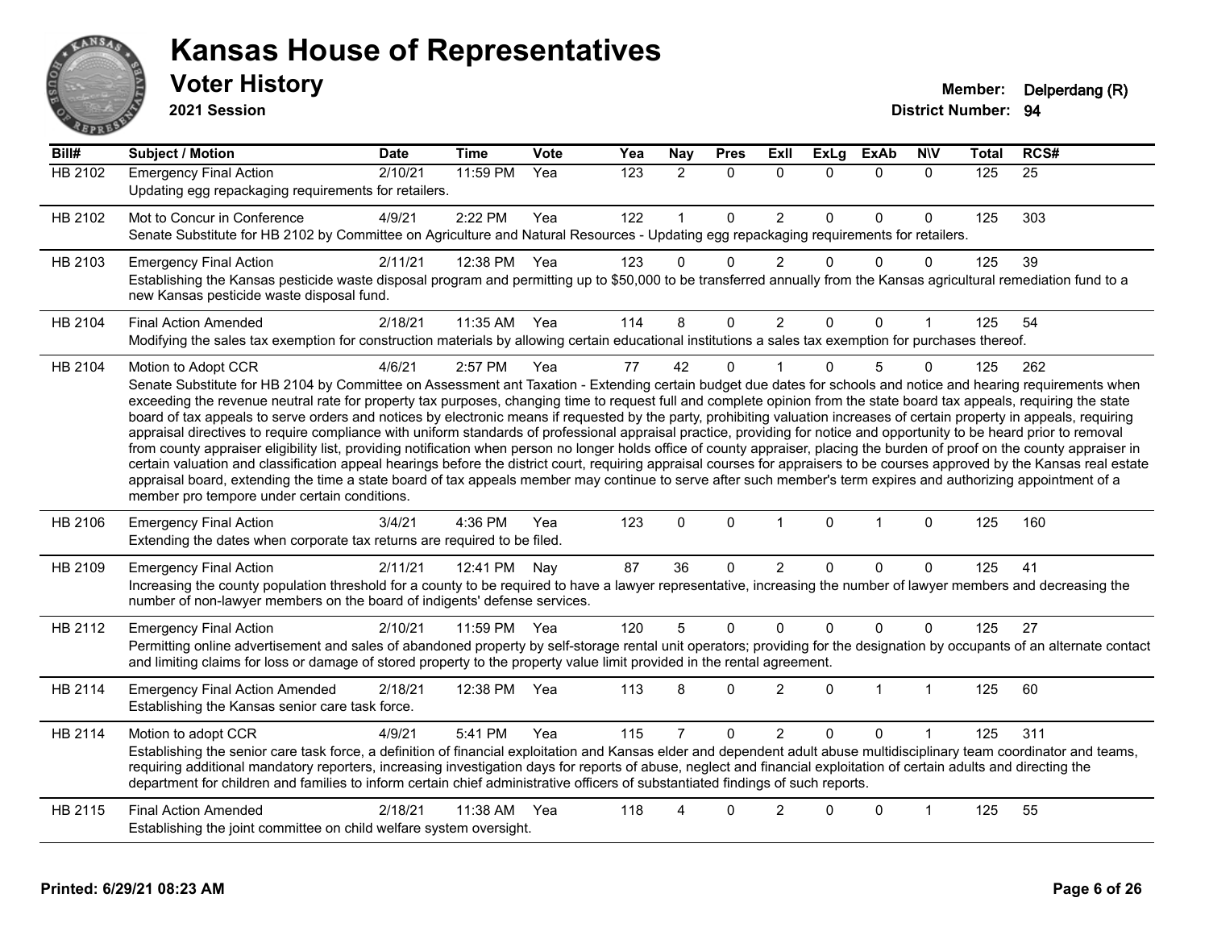# Kansas House of Representatives

## Voter History

**2021 Session**

**Member:** Delperdang (R)
**District Number:** 94

| Bill# | Subject / Motion | Date | Time | Vote | Yea | Nay | Pres | ExII | ExLg | ExAb | N\V | Total | RCS# |
|---|---|---|---|---|---|---|---|---|---|---|---|---|---|
| HB 2102 | Emergency Final Action | 2/10/21 | 11:59 PM | Yea | 123 | 2 | 0 | 0 | 0 | 0 | 0 | 125 | 25 |
| | Updating egg repackaging requirements for retailers. | | | | | | | | | | | | |
| HB 2102 | Mot to Concur in Conference | 4/9/21 | 2:22 PM | Yea | 122 | 1 | 0 | 2 | 0 | 0 | 0 | 125 | 303 |
| | Senate Substitute for HB 2102 by Committee on Agriculture and Natural Resources - Updating egg repackaging requirements for retailers. | | | | | | | | | | | | |
| HB 2103 | Emergency Final Action | 2/11/21 | 12:38 PM | Yea | 123 | 0 | 0 | 2 | 0 | 0 | 0 | 125 | 39 |
| | Establishing the Kansas pesticide waste disposal program and permitting up to $50,000 to be transferred annually from the Kansas agricultural remediation fund to a new Kansas pesticide waste disposal fund. | | | | | | | | | | | | |
| HB 2104 | Final Action Amended | 2/18/21 | 11:35 AM | Yea | 114 | 8 | 0 | 2 | 0 | 0 | 1 | 125 | 54 |
| | Modifying the sales tax exemption for construction materials by allowing certain educational institutions a sales tax exemption for purchases thereof. | | | | | | | | | | | | |
| HB 2104 | Motion to Adopt CCR | 4/6/21 | 2:57 PM | Yea | 77 | 42 | 0 | 1 | 0 | 5 | 0 | 125 | 262 |
| | Senate Substitute for HB 2104 by Committee on Assessment ant Taxation - Extending certain budget due dates for schools and notice and hearing requirements when exceeding the revenue neutral rate for property tax purposes, changing time to request full and complete opinion from the state board tax appeals, requiring the state board of tax appeals to serve orders and notices by electronic means if requested by the party, prohibiting valuation increases of certain property in appeals, requiring appraisal directives to require compliance with uniform standards of professional appraisal practice, providing for notice and opportunity to be heard prior to removal from county appraiser eligibility list, providing notification when person no longer holds office of county appraiser, placing the burden of proof on the county appraiser in certain valuation and classification appeal hearings before the district court, requiring appraisal courses for appraisers to be courses approved by the Kansas real estate appraisal board, extending the time a state board of tax appeals member may continue to serve after such member's term expires and authorizing appointment of a member pro tempore under certain conditions. | | | | | | | | | | | | |
| HB 2106 | Emergency Final Action | 3/4/21 | 4:36 PM | Yea | 123 | 0 | 0 | 1 | 0 | 1 | 0 | 125 | 160 |
| | Extending the dates when corporate tax returns are required to be filed. | | | | | | | | | | | | |
| HB 2109 | Emergency Final Action | 2/11/21 | 12:41 PM | Nay | 87 | 36 | 0 | 2 | 0 | 0 | 0 | 125 | 41 |
| | Increasing the county population threshold for a county to be required to have a lawyer representative, increasing the number of lawyer members and decreasing the number of non-lawyer members on the board of indigents' defense services. | | | | | | | | | | | | |
| HB 2112 | Emergency Final Action | 2/10/21 | 11:59 PM | Yea | 120 | 5 | 0 | 0 | 0 | 0 | 0 | 125 | 27 |
| | Permitting online advertisement and sales of abandoned property by self-storage rental unit operators; providing for the designation by occupants of an alternate contact and limiting claims for loss or damage of stored property to the property value limit provided in the rental agreement. | | | | | | | | | | | | |
| HB 2114 | Emergency Final Action Amended | 2/18/21 | 12:38 PM | Yea | 113 | 8 | 0 | 2 | 0 | 1 | 1 | 125 | 60 |
| | Establishing the Kansas senior care task force. | | | | | | | | | | | | |
| HB 2114 | Motion to adopt CCR | 4/9/21 | 5:41 PM | Yea | 115 | 7 | 0 | 2 | 0 | 0 | 1 | 125 | 311 |
| | Establishing the senior care task force, a definition of financial exploitation and Kansas elder and dependent adult abuse multidisciplinary team coordinator and teams, requiring additional mandatory reporters, increasing investigation days for reports of abuse, neglect and financial exploitation of certain adults and directing the department for children and families to inform certain chief administrative officers of substantiated findings of such reports. | | | | | | | | | | | | |
| HB 2115 | Final Action Amended | 2/18/21 | 11:38 AM | Yea | 118 | 4 | 0 | 2 | 0 | 0 | 1 | 125 | 55 |
| | Establishing the joint committee on child welfare system oversight. | | | | | | | | | | | | |

**Printed: 6/29/21 08:23 AM**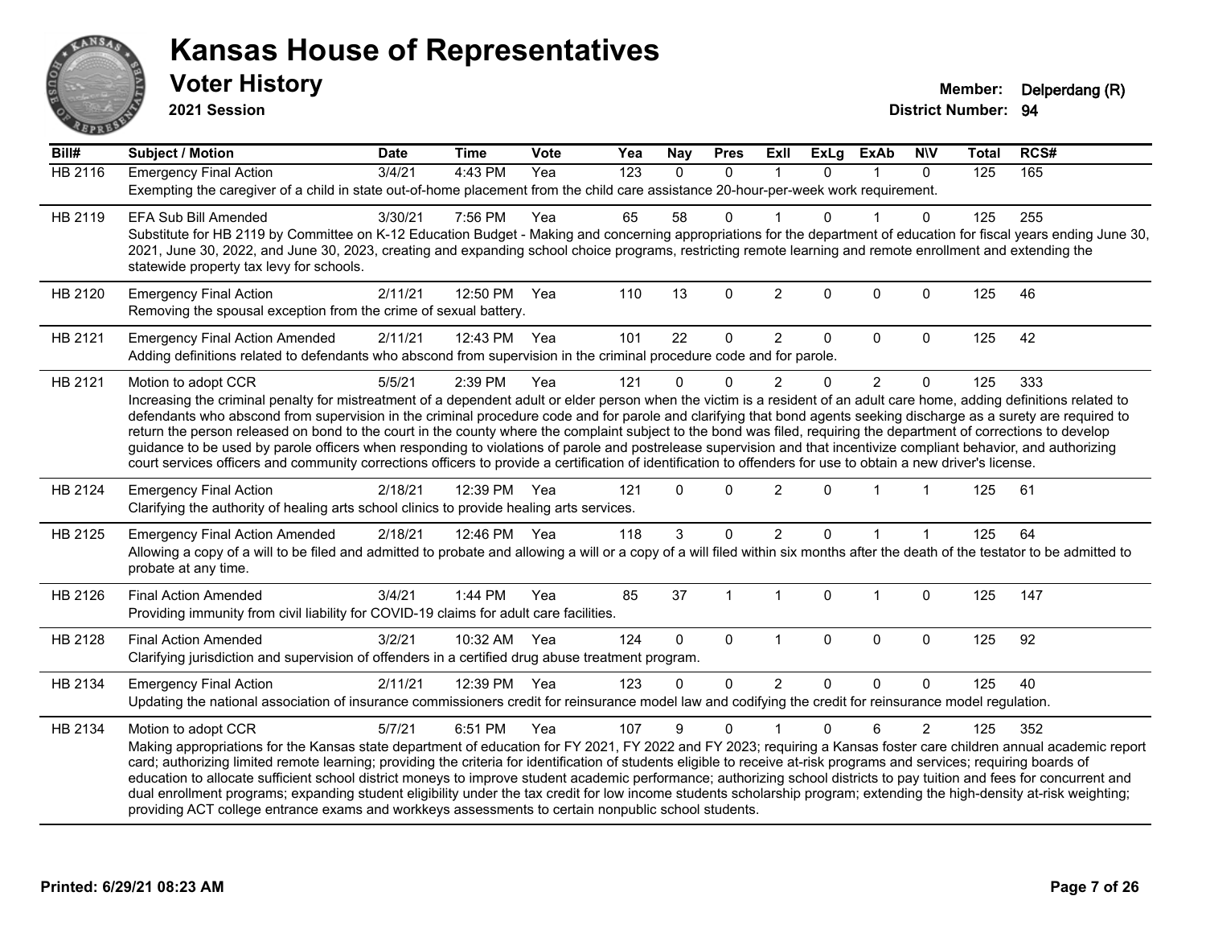# Kansas House of Representatives

## Voter History

**2021 Session**

**Member:** Delperdang (R)
**District Number:** 94

| Bill# | Subject / Motion | Date | Time | Vote | Yea | Nay | Pres | ExII | ExLg | ExAb | N\V | Total | RCS# |
|---|---|---|---|---|---|---|---|---|---|---|---|---|---|
| HB 2116 | Emergency Final Action | 3/4/21 | 4:43 PM | Yea | 123 | 0 | 0 | 1 | 0 | 1 | 0 | 125 | 165 |
| | Exempting the caregiver of a child in state out-of-home placement from the child care assistance 20-hour-per-week work requirement. | | | | | | | | | | | | |
| HB 2119 | EFA Sub Bill Amended | 3/30/21 | 7:56 PM | Yea | 65 | 58 | 0 | 1 | 0 | 1 | 0 | 125 | 255 |
| | Substitute for HB 2119 by Committee on K-12 Education Budget - Making and concerning appropriations for the department of education for fiscal years ending June 30, 2021, June 30, 2022, and June 30, 2023, creating and expanding school choice programs, restricting remote learning and remote enrollment and extending the statewide property tax levy for schools. | | | | | | | | | | | | |
| HB 2120 | Emergency Final Action | 2/11/21 | 12:50 PM | Yea | 110 | 13 | 0 | 2 | 0 | 0 | 0 | 125 | 46 |
| | Removing the spousal exception from the crime of sexual battery. | | | | | | | | | | | | |
| HB 2121 | Emergency Final Action Amended | 2/11/21 | 12:43 PM | Yea | 101 | 22 | 0 | 2 | 0 | 0 | 0 | 125 | 42 |
| | Adding definitions related to defendants who abscond from supervision in the criminal procedure code and for parole. | | | | | | | | | | | | |
| HB 2121 | Motion to adopt CCR | 5/5/21 | 2:39 PM | Yea | 121 | 0 | 0 | 2 | 0 | 2 | 0 | 125 | 333 |
| | Increasing the criminal penalty for mistreatment of a dependent adult or elder person when the victim is a resident of an adult care home, adding definitions related to defendants who abscond from supervision in the criminal procedure code and for parole and clarifying that bond agents seeking discharge as a surety are required to return the person released on bond to the court in the county where the complaint subject to the bond was filed, requiring the department of corrections to develop guidance to be used by parole officers when responding to violations of parole and postrelease supervision and that incentivize compliant behavior, and authorizing court services officers and community corrections officers to provide a certification of identification to offenders for use to obtain a new driver's license. | | | | | | | | | | | | |
| HB 2124 | Emergency Final Action | 2/18/21 | 12:39 PM | Yea | 121 | 0 | 0 | 2 | 0 | 1 | 1 | 125 | 61 |
| | Clarifying the authority of healing arts school clinics to provide healing arts services. | | | | | | | | | | | | |
| HB 2125 | Emergency Final Action Amended | 2/18/21 | 12:46 PM | Yea | 118 | 3 | 0 | 2 | 0 | 1 | 1 | 125 | 64 |
| | Allowing a copy of a will to be filed and admitted to probate and allowing a will or a copy of a will filed within six months after the death of the testator to be admitted to probate at any time. | | | | | | | | | | | | |
| HB 2126 | Final Action Amended | 3/4/21 | 1:44 PM | Yea | 85 | 37 | 1 | 1 | 0 | 1 | 0 | 125 | 147 |
| | Providing immunity from civil liability for COVID-19 claims for adult care facilities. | | | | | | | | | | | | |
| HB 2128 | Final Action Amended | 3/2/21 | 10:32 AM | Yea | 124 | 0 | 0 | 1 | 0 | 0 | 0 | 125 | 92 |
| | Clarifying jurisdiction and supervision of offenders in a certified drug abuse treatment program. | | | | | | | | | | | | |
| HB 2134 | Emergency Final Action | 2/11/21 | 12:39 PM | Yea | 123 | 0 | 0 | 2 | 0 | 0 | 0 | 125 | 40 |
| | Updating the national association of insurance commissioners credit for reinsurance model law and codifying the credit for reinsurance model regulation. | | | | | | | | | | | | |
| HB 2134 | Motion to adopt CCR | 5/7/21 | 6:51 PM | Yea | 107 | 9 | 0 | 1 | 0 | 6 | 2 | 125 | 352 |
| | Making appropriations for the Kansas state department of education for FY 2021, FY 2022 and FY 2023; requiring a Kansas foster care children annual academic report card; authorizing limited remote learning; providing the criteria for identification of students eligible to receive at-risk programs and services; requiring boards of education to allocate sufficient school district moneys to improve student academic performance; authorizing school districts to pay tuition and fees for concurrent and dual enrollment programs; expanding student eligibility under the tax credit for low income students scholarship program; extending the high-density at-risk weighting; providing ACT college entrance exams and workkeys assessments to certain nonpublic school students. | | | | | | | | | | | | |

**Printed: 6/29/21 08:23 AM**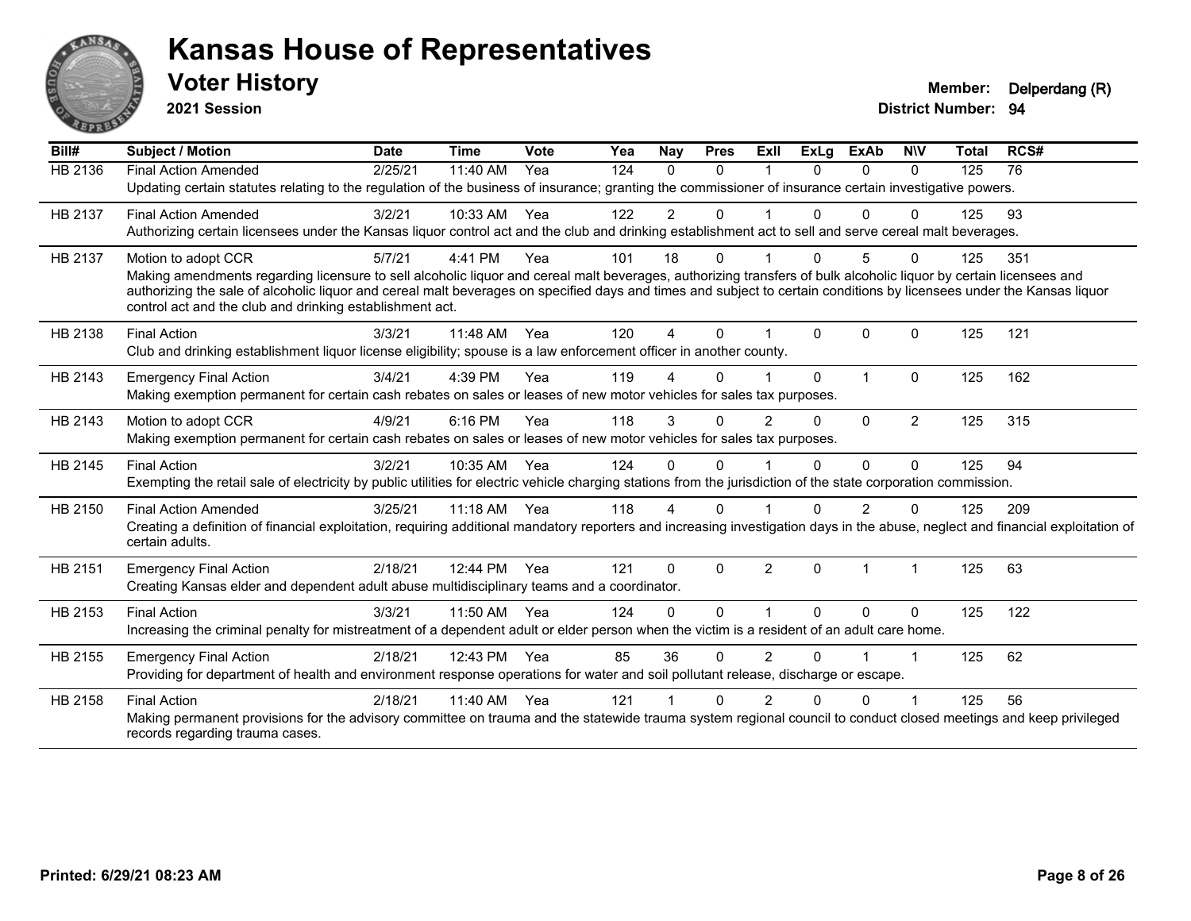# Kansas House of Representatives

## Voter History

**2021 Session**

**Member:** Delperdang (R)
**District Number:** 94

| Bill# | Subject / Motion | Date | Time | Vote | Yea | Nay | Pres | ExII | ExLg | ExAb | N\V | Total | RCS# |
|---|---|---|---|---|---|---|---|---|---|---|---|---|---|
| HB 2136 | Final Action Amended | 2/25/21 | 11:40 AM | Yea | 124 | 0 | 0 | 1 | 0 | 0 | 0 | 125 | 76 |
| | Updating certain statutes relating to the regulation of the business of insurance; granting the commissioner of insurance certain investigative powers. | | | | | | | | | | | | |
| HB 2137 | Final Action Amended | 3/2/21 | 10:33 AM | Yea | 122 | 2 | 0 | 1 | 0 | 0 | 0 | 125 | 93 |
| | Authorizing certain licensees under the Kansas liquor control act and the club and drinking establishment act to sell and serve cereal malt beverages. | | | | | | | | | | | | |
| HB 2137 | Motion to adopt CCR | 5/7/21 | 4:41 PM | Yea | 101 | 18 | 0 | 1 | 0 | 5 | 0 | 125 | 351 |
| | Making amendments regarding licensure to sell alcoholic liquor and cereal malt beverages, authorizing transfers of bulk alcoholic liquor by certain licensees and authorizing the sale of alcoholic liquor and cereal malt beverages on specified days and times and subject to certain conditions by licensees under the Kansas liquor control act and the club and drinking establishment act. | | | | | | | | | | | | |
| HB 2138 | Final Action | 3/3/21 | 11:48 AM | Yea | 120 | 4 | 0 | 1 | 0 | 0 | 0 | 125 | 121 |
| | Club and drinking establishment liquor license eligibility; spouse is a law enforcement officer in another county. | | | | | | | | | | | | |
| HB 2143 | Emergency Final Action | 3/4/21 | 4:39 PM | Yea | 119 | 4 | 0 | 1 | 0 | 1 | 0 | 125 | 162 |
| | Making exemption permanent for certain cash rebates on sales or leases of new motor vehicles for sales tax purposes. | | | | | | | | | | | | |
| HB 2143 | Motion to adopt CCR | 4/9/21 | 6:16 PM | Yea | 118 | 3 | 0 | 2 | 0 | 0 | 2 | 125 | 315 |
| | Making exemption permanent for certain cash rebates on sales or leases of new motor vehicles for sales tax purposes. | | | | | | | | | | | | |
| HB 2145 | Final Action | 3/2/21 | 10:35 AM | Yea | 124 | 0 | 0 | 1 | 0 | 0 | 0 | 125 | 94 |
| | Exempting the retail sale of electricity by public utilities for electric vehicle charging stations from the jurisdiction of the state corporation commission. | | | | | | | | | | | | |
| HB 2150 | Final Action Amended | 3/25/21 | 11:18 AM | Yea | 118 | 4 | 0 | 1 | 0 | 2 | 0 | 125 | 209 |
| | Creating a definition of financial exploitation, requiring additional mandatory reporters and increasing investigation days in the abuse, neglect and financial exploitation of certain adults. | | | | | | | | | | | | |
| HB 2151 | Emergency Final Action | 2/18/21 | 12:44 PM | Yea | 121 | 0 | 0 | 2 | 0 | 1 | 1 | 125 | 63 |
| | Creating Kansas elder and dependent adult abuse multidisciplinary teams and a coordinator. | | | | | | | | | | | | |
| HB 2153 | Final Action | 3/3/21 | 11:50 AM | Yea | 124 | 0 | 0 | 1 | 0 | 0 | 0 | 125 | 122 |
| | Increasing the criminal penalty for mistreatment of a dependent adult or elder person when the victim is a resident of an adult care home. | | | | | | | | | | | | |
| HB 2155 | Emergency Final Action | 2/18/21 | 12:43 PM | Yea | 85 | 36 | 0 | 2 | 0 | 1 | 1 | 125 | 62 |
| | Providing for department of health and environment response operations for water and soil pollutant release, discharge or escape. | | | | | | | | | | | | |
| HB 2158 | Final Action | 2/18/21 | 11:40 AM | Yea | 121 | 1 | 0 | 2 | 0 | 0 | 1 | 125 | 56 |
| | Making permanent provisions for the advisory committee on trauma and the statewide trauma system regional council to conduct closed meetings and keep privileged records regarding trauma cases. | | | | | | | | | | | | |

**Printed: 6/29/21 08:23 AM**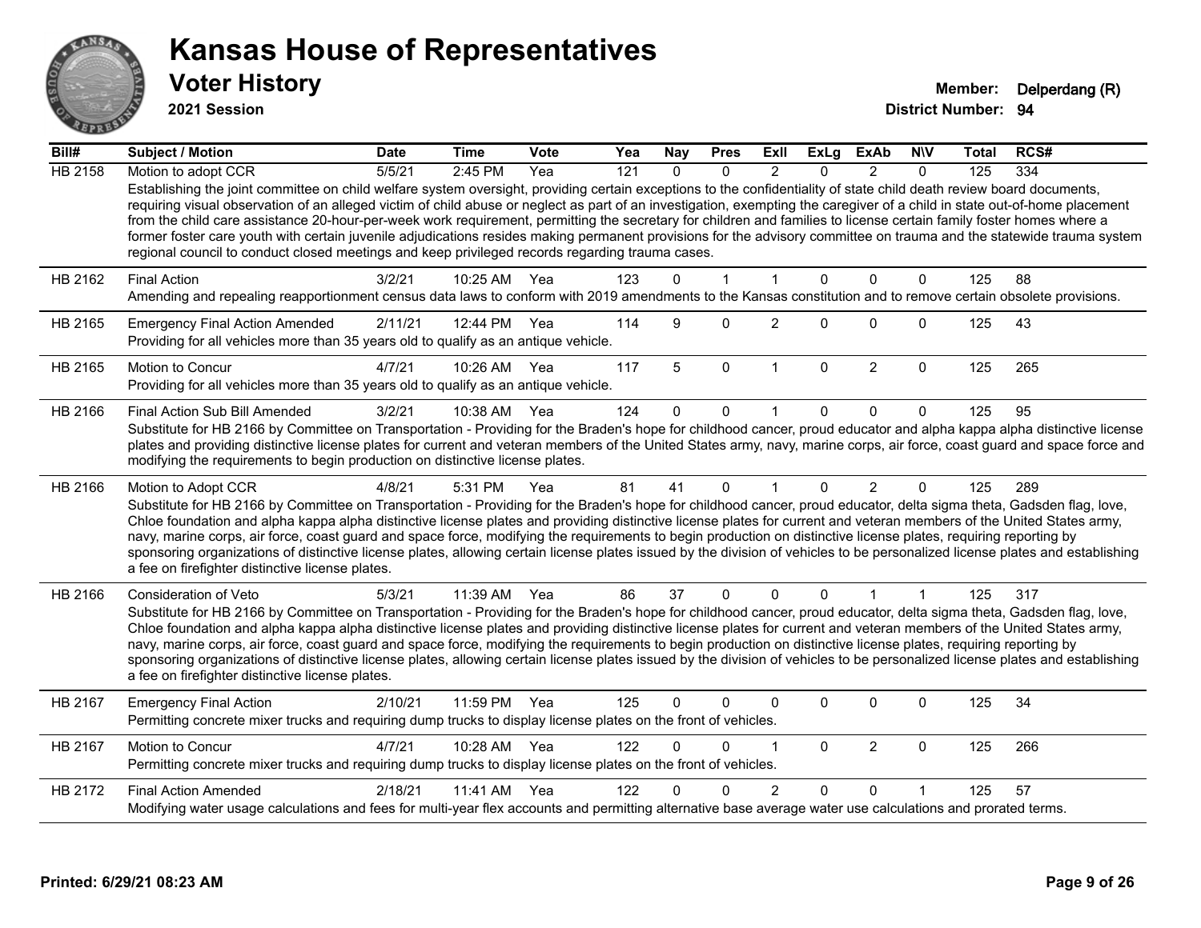# Kansas House of Representatives

## Voter History

**2021 Session**

**Member:** Delperdang (R)
**District Number:** 94

| Bill# | Subject / Motion | Date | Time | Vote | Yea | Nay | Pres | ExII | ExLg | ExAb | N\V | Total | RCS# |
|---|---|---|---|---|---|---|---|---|---|---|---|---|---|
| HB 2158 | Motion to adopt CCR | 5/5/21 | 2:45 PM | Yea | 121 | 0 | 0 | 2 | 0 | 2 | 0 | 125 | 334 |
| | Establishing the joint committee on child welfare system oversight, providing certain exceptions to the confidentiality of state child death review board documents, requiring visual observation of an alleged victim of child abuse or neglect as part of an investigation, exempting the caregiver of a child in state out-of-home placement from the child care assistance 20-hour-per-week work requirement, permitting the secretary for children and families to license certain family foster homes where a former foster care youth with certain juvenile adjudications resides making permanent provisions for the advisory committee on trauma and the statewide trauma system regional council to conduct closed meetings and keep privileged records regarding trauma cases. | | | | | | | | | | | | |
| HB 2162 | Final Action | 3/2/21 | 10:25 AM | Yea | 123 | 0 | 1 | 1 | 0 | 0 | 0 | 125 | 88 |
| | Amending and repealing reapportionment census data laws to conform with 2019 amendments to the Kansas constitution and to remove certain obsolete provisions. | | | | | | | | | | | | |
| HB 2165 | Emergency Final Action Amended | 2/11/21 | 12:44 PM | Yea | 114 | 9 | 0 | 2 | 0 | 0 | 0 | 125 | 43 |
| | Providing for all vehicles more than 35 years old to qualify as an antique vehicle. | | | | | | | | | | | | |
| HB 2165 | Motion to Concur | 4/7/21 | 10:26 AM | Yea | 117 | 5 | 0 | 1 | 0 | 2 | 0 | 125 | 265 |
| | Providing for all vehicles more than 35 years old to qualify as an antique vehicle. | | | | | | | | | | | | |
| HB 2166 | Final Action Sub Bill Amended | 3/2/21 | 10:38 AM | Yea | 124 | 0 | 0 | 1 | 0 | 0 | 0 | 125 | 95 |
| | Substitute for HB 2166 by Committee on Transportation - Providing for the Braden's hope for childhood cancer, proud educator and alpha kappa alpha distinctive license plates and providing distinctive license plates for current and veteran members of the United States army, navy, marine corps, air force, coast guard and space force and modifying the requirements to begin production on distinctive license plates. | | | | | | | | | | | | |
| HB 2166 | Motion to Adopt CCR | 4/8/21 | 5:31 PM | Yea | 81 | 41 | 0 | 1 | 0 | 2 | 0 | 125 | 289 |
| | Substitute for HB 2166 by Committee on Transportation - Providing for the Braden's hope for childhood cancer, proud educator, delta sigma theta, Gadsden flag, love, Chloe foundation and alpha kappa alpha distinctive license plates and providing distinctive license plates for current and veteran members of the United States army, navy, marine corps, air force, coast guard and space force, modifying the requirements to begin production on distinctive license plates, requiring reporting by sponsoring organizations of distinctive license plates, allowing certain license plates issued by the division of vehicles to be personalized license plates and establishing a fee on firefighter distinctive license plates. | | | | | | | | | | | | |
| HB 2166 | Consideration of Veto | 5/3/21 | 11:39 AM | Yea | 86 | 37 | 0 | 0 | 0 | 1 | 1 | 125 | 317 |
| | Substitute for HB 2166 by Committee on Transportation - Providing for the Braden's hope for childhood cancer, proud educator, delta sigma theta, Gadsden flag, love, Chloe foundation and alpha kappa alpha distinctive license plates and providing distinctive license plates for current and veteran members of the United States army, navy, marine corps, air force, coast guard and space force, modifying the requirements to begin production on distinctive license plates, requiring reporting by sponsoring organizations of distinctive license plates, allowing certain license plates issued by the division of vehicles to be personalized license plates and establishing a fee on firefighter distinctive license plates. | | | | | | | | | | | | |
| HB 2167 | Emergency Final Action | 2/10/21 | 11:59 PM | Yea | 125 | 0 | 0 | 0 | 0 | 0 | 0 | 125 | 34 |
| | Permitting concrete mixer trucks and requiring dump trucks to display license plates on the front of vehicles. | | | | | | | | | | | | |
| HB 2167 | Motion to Concur | 4/7/21 | 10:28 AM | Yea | 122 | 0 | 0 | 1 | 0 | 2 | 0 | 125 | 266 |
| | Permitting concrete mixer trucks and requiring dump trucks to display license plates on the front of vehicles. | | | | | | | | | | | | |
| HB 2172 | Final Action Amended | 2/18/21 | 11:41 AM | Yea | 122 | 0 | 0 | 2 | 0 | 0 | 1 | 125 | 57 |
| | Modifying water usage calculations and fees for multi-year flex accounts and permitting alternative base average water use calculations and prorated terms. | | | | | | | | | | | | |

**Printed: 6/29/21 08:23 AM**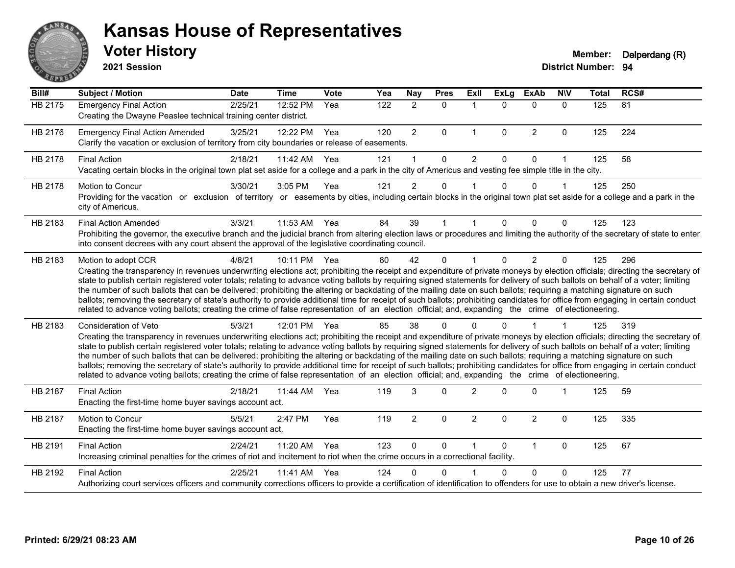# Kansas House of Representatives

## Voter History

**2021 Session**

**Member:** Delperdang (R)
**District Number:** 94

| Bill# | Subject / Motion | Date | Time | Vote | Yea | Nay | Pres | ExlI | ExLg | ExAb | N\V | Total | RCS# |
|---|---|---|---|---|---|---|---|---|---|---|---|---|---|
| HB 2175 | Emergency Final Action | 2/25/21 | 12:52 PM | Yea | 122 | 2 | 0 | 1 | 0 | 0 | 0 | 125 | 81 |
| | Creating the Dwayne Peaslee technical training center district. | | | | | | | | | | | | |
| HB 2176 | Emergency Final Action Amended | 3/25/21 | 12:22 PM | Yea | 120 | 2 | 0 | 1 | 0 | 2 | 0 | 125 | 224 |
| | Clarify the vacation or exclusion of territory from city boundaries or release of easements. | | | | | | | | | | | | |
| HB 2178 | Final Action | 2/18/21 | 11:42 AM | Yea | 121 | 1 | 0 | 2 | 0 | 0 | 1 | 125 | 58 |
| | Vacating certain blocks in the original town plat set aside for a college and a park in the city of Americus and vesting fee simple title in the city. | | | | | | | | | | | | |
| HB 2178 | Motion to Concur | 3/30/21 | 3:05 PM | Yea | 121 | 2 | 0 | 1 | 0 | 0 | 1 | 125 | 250 |
| | Providing for the vacation or exclusion of territory or easements by cities, including certain blocks in the original town plat set aside for a college and a park in the city of Americus. | | | | | | | | | | | | |
| HB 2183 | Final Action Amended | 3/3/21 | 11:53 AM | Yea | 84 | 39 | 1 | 1 | 0 | 0 | 0 | 125 | 123 |
| | Prohibiting the governor, the executive branch and the judicial branch from altering election laws or procedures and limiting the authority of the secretary of state to enter into consent decrees with any court absent the approval of the legislative coordinating council. | | | | | | | | | | | | |
| HB 2183 | Motion to adopt CCR | 4/8/21 | 10:11 PM | Yea | 80 | 42 | 0 | 1 | 0 | 2 | 0 | 125 | 296 |
| | Creating the transparency in revenues underwriting elections act; prohibiting the receipt and expenditure of private moneys by election officials; directing the secretary of state to publish certain registered voter totals; relating to advance voting ballots by requiring signed statements for delivery of such ballots on behalf of a voter; limiting the number of such ballots that can be delivered; prohibiting the altering or backdating of the mailing date on such ballots; requiring a matching signature on such ballots; removing the secretary of state's authority to provide additional time for receipt of such ballots; prohibiting candidates for office from engaging in certain conduct related to advance voting ballots; creating the crime of false representation of an election official; and, expanding the crime of electioneering. | | | | | | | | | | | | |
| HB 2183 | Consideration of Veto | 5/3/21 | 12:01 PM | Yea | 85 | 38 | 0 | 0 | 0 | 1 | 1 | 125 | 319 |
| | Creating the transparency in revenues underwriting elections act; prohibiting the receipt and expenditure of private moneys by election officials; directing the secretary of state to publish certain registered voter totals; relating to advance voting ballots by requiring signed statements for delivery of such ballots on behalf of a voter; limiting the number of such ballots that can be delivered; prohibiting the altering or backdating of the mailing date on such ballots; requiring a matching signature on such ballots; removing the secretary of state's authority to provide additional time for receipt of such ballots; prohibiting candidates for office from engaging in certain conduct related to advance voting ballots; creating the crime of false representation of an election official; and, expanding the crime of electioneering. | | | | | | | | | | | | |
| HB 2187 | Final Action | 2/18/21 | 11:44 AM | Yea | 119 | 3 | 0 | 2 | 0 | 0 | 1 | 125 | 59 |
| | Enacting the first-time home buyer savings account act. | | | | | | | | | | | | |
| HB 2187 | Motion to Concur | 5/5/21 | 2:47 PM | Yea | 119 | 2 | 0 | 2 | 0 | 2 | 0 | 125 | 335 |
| | Enacting the first-time home buyer savings account act. | | | | | | | | | | | | |
| HB 2191 | Final Action | 2/24/21 | 11:20 AM | Yea | 123 | 0 | 0 | 1 | 0 | 1 | 0 | 125 | 67 |
| | Increasing criminal penalties for the crimes of riot and incitement to riot when the crime occurs in a correctional facility. | | | | | | | | | | | | |
| HB 2192 | Final Action | 2/25/21 | 11:41 AM | Yea | 124 | 0 | 0 | 1 | 0 | 0 | 0 | 125 | 77 |
| | Authorizing court services officers and community corrections officers to provide a certification of identification to offenders for use to obtain a new driver's license. | | | | | | | | | | | | |

Printed: 6/29/21 08:23 AM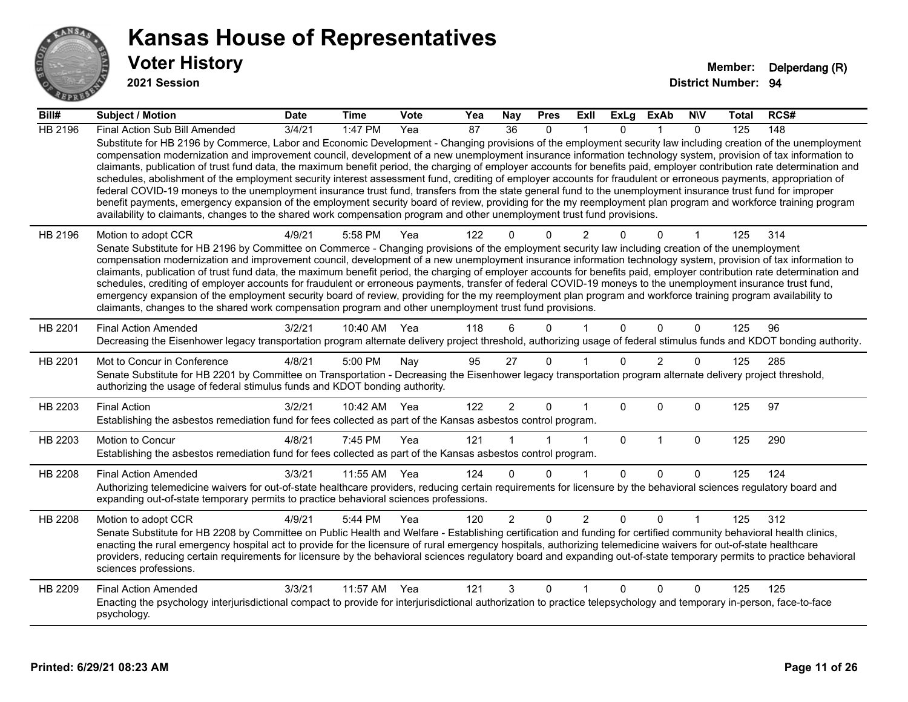# Kansas House of Representatives

## Voter History

**2021 Session**

**Member:** Delperdang (R)
**District Number:** 94

| Bill# | Subject / Motion | Date | Time | Vote | Yea | Nay | Pres | ExII | ExLg | ExAb | N\V | Total | RCS# |
|---|---|---|---|---|---|---|---|---|---|---|---|---|---|
| HB 2196 | Final Action Sub Bill Amended | 3/4/21 | 1:47 PM | Yea | 87 | 36 | 0 | 1 | 0 | 1 | 0 | 125 | 148 |
| | Substitute for HB 2196 by Commerce, Labor and Economic Development - Changing provisions of the employment security law including creation of the unemployment compensation modernization and improvement council, development of a new unemployment insurance information technology system, provision of tax information to claimants, publication of trust fund data, the maximum benefit period, the charging of employer accounts for benefits paid, employer contribution rate determination and schedules, abolishment of the employment security interest assessment fund, crediting of employer accounts for fraudulent or erroneous payments, appropriation of federal COVID-19 moneys to the unemployment insurance trust fund, transfers from the state general fund to the unemployment insurance trust fund for improper benefit payments, emergency expansion of the employment security board of review, providing for the my reemployment plan program and workforce training program availability to claimants, changes to the shared work compensation program and other unemployment trust fund provisions. | | | | | | | | | | | | |
| HB 2196 | Motion to adopt CCR | 4/9/21 | 5:58 PM | Yea | 122 | 0 | 0 | 2 | 0 | 0 | 1 | 125 | 314 |
| | Senate Substitute for HB 2196 by Committee on Commerce - Changing provisions of the employment security law including creation of the unemployment compensation modernization and improvement council, development of a new unemployment insurance information technology system, provision of tax information to claimants, publication of trust fund data, the maximum benefit period, the charging of employer accounts for benefits paid, employer contribution rate determination and schedules, crediting of employer accounts for fraudulent or erroneous payments, transfer of federal COVID-19 moneys to the unemployment insurance trust fund, emergency expansion of the employment security board of review, providing for the my reemployment plan program and workforce training program availability to claimants, changes to the shared work compensation program and other unemployment trust fund provisions. | | | | | | | | | | | | |
| HB 2201 | Final Action Amended | 3/2/21 | 10:40 AM | Yea | 118 | 6 | 0 | 1 | 0 | 0 | 0 | 125 | 96 |
| | Decreasing the Eisenhower legacy transportation program alternate delivery project threshold, authorizing usage of federal stimulus funds and KDOT bonding authority. | | | | | | | | | | | | |
| HB 2201 | Mot to Concur in Conference | 4/8/21 | 5:00 PM | Nay | 95 | 27 | 0 | 1 | 0 | 2 | 0 | 125 | 285 |
| | Senate Substitute for HB 2201 by Committee on Transportation - Decreasing the Eisenhower legacy transportation program alternate delivery project threshold, authorizing the usage of federal stimulus funds and KDOT bonding authority. | | | | | | | | | | | | |
| HB 2203 | Final Action | 3/2/21 | 10:42 AM | Yea | 122 | 2 | 0 | 1 | 0 | 0 | 0 | 125 | 97 |
| | Establishing the asbestos remediation fund for fees collected as part of the Kansas asbestos control program. | | | | | | | | | | | | |
| HB 2203 | Motion to Concur | 4/8/21 | 7:45 PM | Yea | 121 | 1 | 1 | 1 | 0 | 1 | 0 | 125 | 290 |
| | Establishing the asbestos remediation fund for fees collected as part of the Kansas asbestos control program. | | | | | | | | | | | | |
| HB 2208 | Final Action Amended | 3/3/21 | 11:55 AM | Yea | 124 | 0 | 0 | 1 | 0 | 0 | 0 | 125 | 124 |
| | Authorizing telemedicine waivers for out-of-state healthcare providers, reducing certain requirements for licensure by the behavioral sciences regulatory board and expanding out-of-state temporary permits to practice behavioral sciences professions. | | | | | | | | | | | | |
| HB 2208 | Motion to adopt CCR | 4/9/21 | 5:44 PM | Yea | 120 | 2 | 0 | 2 | 0 | 0 | 1 | 125 | 312 |
| | Senate Substitute for HB 2208 by Committee on Public Health and Welfare - Establishing certification and funding for certified community behavioral health clinics, enacting the rural emergency hospital act to provide for the licensure of rural emergency hospitals, authorizing telemedicine waivers for out-of-state healthcare providers, reducing certain requirements for licensure by the behavioral sciences regulatory board and expanding out-of-state temporary permits to practice behavioral sciences professions. | | | | | | | | | | | | |
| HB 2209 | Final Action Amended | 3/3/21 | 11:57 AM | Yea | 121 | 3 | 0 | 1 | 0 | 0 | 0 | 125 | 125 |
| | Enacting the psychology interjurisdictional compact to provide for interjurisdictional authorization to practice telepsychology and temporary in-person, face-to-face psychology. | | | | | | | | | | | | |

**Printed: 6/29/21 08:23 AM**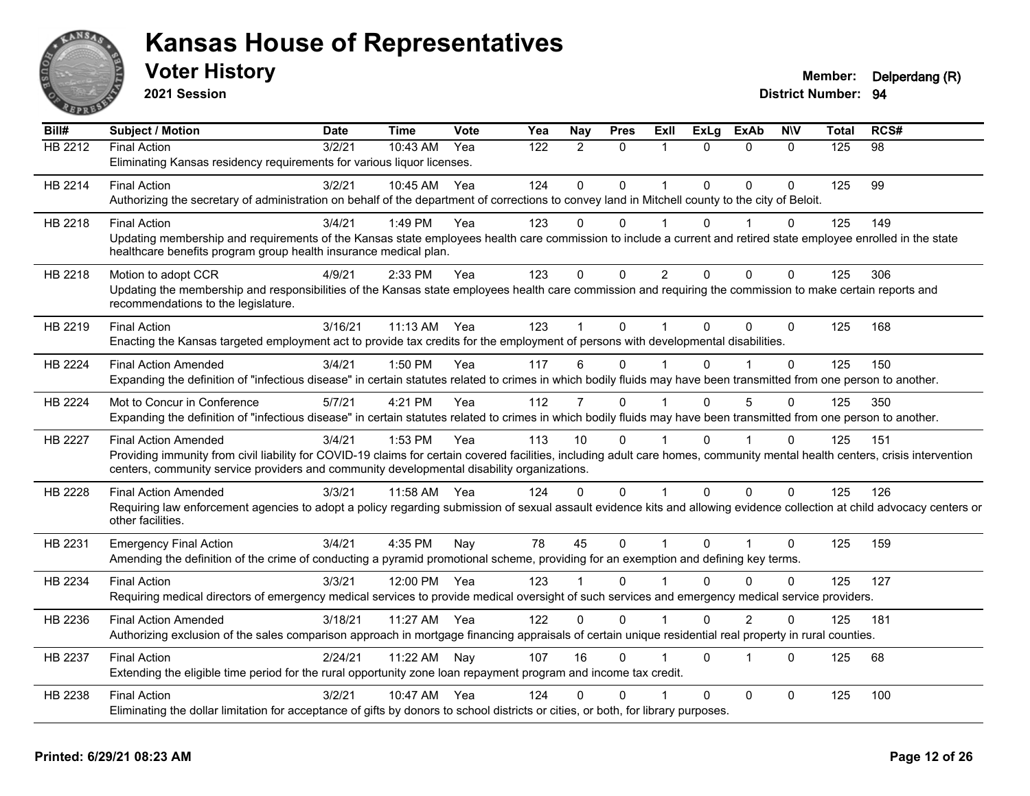# Kansas House of Representatives

## Voter History

**2021 Session**

**Member:** Delperdang (R)
**District Number:** 94

| Bill# | Subject / Motion | Date | Time | Vote | Yea | Nay | Pres | ExII | ExLg | ExAb | N\V | Total | RCS# |
|---|---|---|---|---|---|---|---|---|---|---|---|---|---|
| HB 2212 | Final Action | 3/2/21 | 10:43 AM | Yea | 122 | 2 | 0 | 1 | 0 | 0 | 0 | 125 | 98 |
| | Eliminating Kansas residency requirements for various liquor licenses. | | | | | | | | | | | | |
| HB 2214 | Final Action | 3/2/21 | 10:45 AM | Yea | 124 | 0 | 0 | 1 | 0 | 0 | 0 | 125 | 99 |
| | Authorizing the secretary of administration on behalf of the department of corrections to convey land in Mitchell county to the city of Beloit. | | | | | | | | | | | | |
| HB 2218 | Final Action | 3/4/21 | 1:49 PM | Yea | 123 | 0 | 0 | 1 | 0 | 1 | 0 | 125 | 149 |
| | Updating membership and requirements of the Kansas state employees health care commission to include a current and retired state employee enrolled in the state healthcare benefits program group health insurance medical plan. | | | | | | | | | | | | |
| HB 2218 | Motion to adopt CCR | 4/9/21 | 2:33 PM | Yea | 123 | 0 | 0 | 2 | 0 | 0 | 0 | 125 | 306 |
| | Updating the membership and responsibilities of the Kansas state employees health care commission and requiring the commission to make certain reports and recommendations to the legislature. | | | | | | | | | | | | |
| HB 2219 | Final Action | 3/16/21 | 11:13 AM | Yea | 123 | 1 | 0 | 1 | 0 | 0 | 0 | 125 | 168 |
| | Enacting the Kansas targeted employment act to provide tax credits for the employment of persons with developmental disabilities. | | | | | | | | | | | | |
| HB 2224 | Final Action Amended | 3/4/21 | 1:50 PM | Yea | 117 | 6 | 0 | 1 | 0 | 1 | 0 | 125 | 150 |
| | Expanding the definition of "infectious disease" in certain statutes related to crimes in which bodily fluids may have been transmitted from one person to another. | | | | | | | | | | | | |
| HB 2224 | Mot to Concur in Conference | 5/7/21 | 4:21 PM | Yea | 112 | 7 | 0 | 1 | 0 | 5 | 0 | 125 | 350 |
| | Expanding the definition of "infectious disease" in certain statutes related to crimes in which bodily fluids may have been transmitted from one person to another. | | | | | | | | | | | | |
| HB 2227 | Final Action Amended | 3/4/21 | 1:53 PM | Yea | 113 | 10 | 0 | 1 | 0 | 1 | 0 | 125 | 151 |
| | Providing immunity from civil liability for COVID-19 claims for certain covered facilities, including adult care homes, community mental health centers, crisis intervention centers, community service providers and community developmental disability organizations. | | | | | | | | | | | | |
| HB 2228 | Final Action Amended | 3/3/21 | 11:58 AM | Yea | 124 | 0 | 0 | 1 | 0 | 0 | 0 | 125 | 126 |
| | Requiring law enforcement agencies to adopt a policy regarding submission of sexual assault evidence kits and allowing evidence collection at child advocacy centers or other facilities. | | | | | | | | | | | | |
| HB 2231 | Emergency Final Action | 3/4/21 | 4:35 PM | Nay | 78 | 45 | 0 | 1 | 0 | 1 | 0 | 125 | 159 |
| | Amending the definition of the crime of conducting a pyramid promotional scheme, providing for an exemption and defining key terms. | | | | | | | | | | | | |
| HB 2234 | Final Action | 3/3/21 | 12:00 PM | Yea | 123 | 1 | 0 | 1 | 0 | 0 | 0 | 125 | 127 |
| | Requiring medical directors of emergency medical services to provide medical oversight of such services and emergency medical service providers. | | | | | | | | | | | | |
| HB 2236 | Final Action Amended | 3/18/21 | 11:27 AM | Yea | 122 | 0 | 0 | 1 | 0 | 2 | 0 | 125 | 181 |
| | Authorizing exclusion of the sales comparison approach in mortgage financing appraisals of certain unique residential real property in rural counties. | | | | | | | | | | | | |
| HB 2237 | Final Action | 2/24/21 | 11:22 AM | Nay | 107 | 16 | 0 | 1 | 0 | 1 | 0 | 125 | 68 |
| | Extending the eligible time period for the rural opportunity zone loan repayment program and income tax credit. | | | | | | | | | | | | |
| HB 2238 | Final Action | 3/2/21 | 10:47 AM | Yea | 124 | 0 | 0 | 1 | 0 | 0 | 0 | 125 | 100 |
| | Eliminating the dollar limitation for acceptance of gifts by donors to school districts or cities, or both, for library purposes. | | | | | | | | | | | | |

**Printed: 6/29/21 08:23 AM**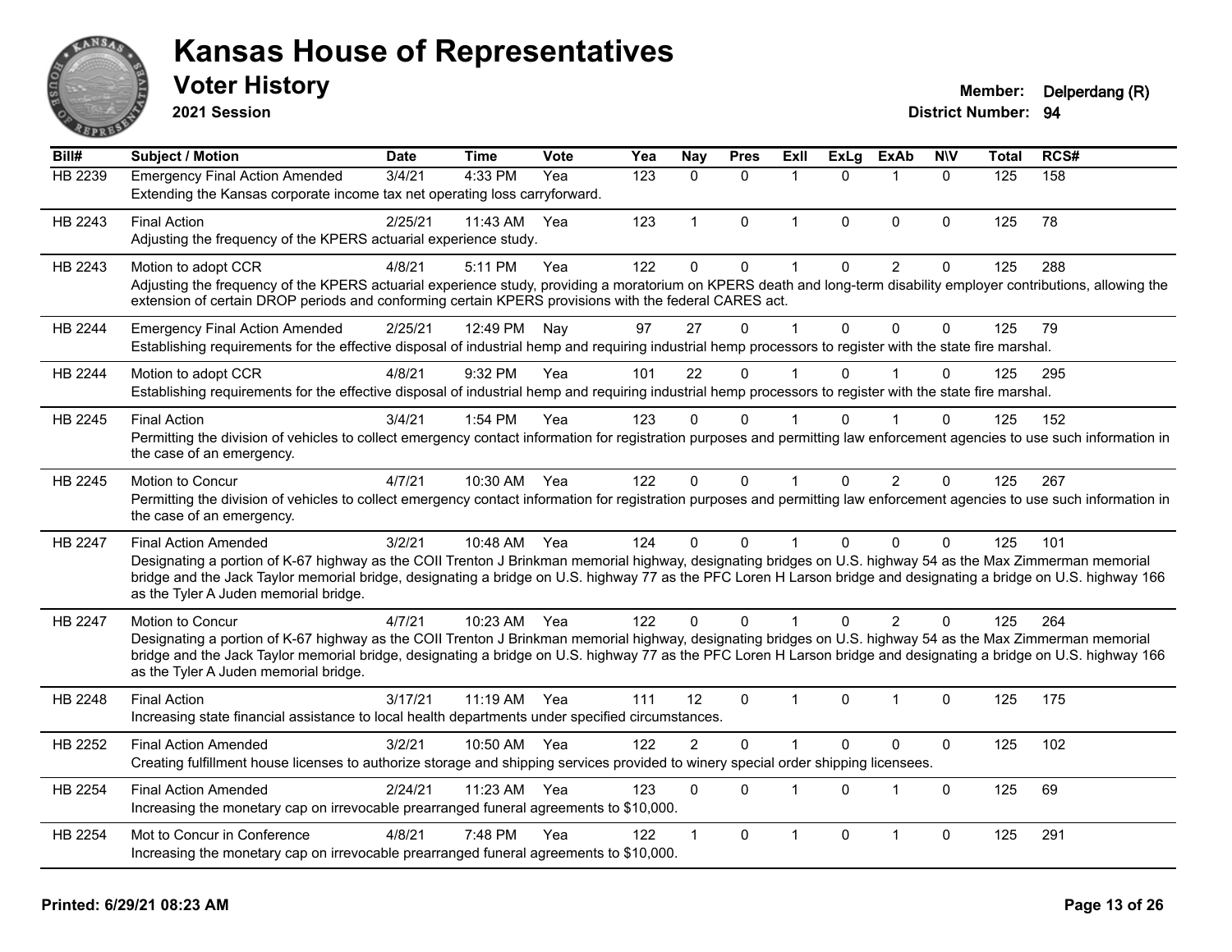# Kansas House of Representatives

## Voter History

**2021 Session**

**Member:** Delperdang (R)
**District Number:** 94

| Bill# | Subject / Motion | Date | Time | Vote | Yea | Nay | Pres | ExII | ExLg | ExAb | N\V | Total | RCS# |
|---|---|---|---|---|---|---|---|---|---|---|---|---|---|
| HB 2239 | Emergency Final Action Amended | 3/4/21 | 4:33 PM | Yea | 123 | 0 | 0 | 1 | 0 | 1 | 0 | 125 | 158 |
| | Extending the Kansas corporate income tax net operating loss carryforward. | | | | | | | | | | | | |
| HB 2243 | Final Action | 2/25/21 | 11:43 AM | Yea | 123 | 1 | 0 | 1 | 0 | 0 | 0 | 125 | 78 |
| | Adjusting the frequency of the KPERS actuarial experience study. | | | | | | | | | | | | |
| HB 2243 | Motion to adopt CCR | 4/8/21 | 5:11 PM | Yea | 122 | 0 | 0 | 1 | 0 | 2 | 0 | 125 | 288 |
| | Adjusting the frequency of the KPERS actuarial experience study, providing a moratorium on KPERS death and long-term disability employer contributions, allowing the extension of certain DROP periods and conforming certain KPERS provisions with the federal CARES act. | | | | | | | | | | | | |
| HB 2244 | Emergency Final Action Amended | 2/25/21 | 12:49 PM | Nay | 97 | 27 | 0 | 1 | 0 | 0 | 0 | 125 | 79 |
| | Establishing requirements for the effective disposal of industrial hemp and requiring industrial hemp processors to register with the state fire marshal. | | | | | | | | | | | | |
| HB 2244 | Motion to adopt CCR | 4/8/21 | 9:32 PM | Yea | 101 | 22 | 0 | 1 | 0 | 1 | 0 | 125 | 295 |
| | Establishing requirements for the effective disposal of industrial hemp and requiring industrial hemp processors to register with the state fire marshal. | | | | | | | | | | | | |
| HB 2245 | Final Action | 3/4/21 | 1:54 PM | Yea | 123 | 0 | 0 | 1 | 0 | 1 | 0 | 125 | 152 |
| | Permitting the division of vehicles to collect emergency contact information for registration purposes and permitting law enforcement agencies to use such information in the case of an emergency. | | | | | | | | | | | | |
| HB 2245 | Motion to Concur | 4/7/21 | 10:30 AM | Yea | 122 | 0 | 0 | 1 | 0 | 2 | 0 | 125 | 267 |
| | Permitting the division of vehicles to collect emergency contact information for registration purposes and permitting law enforcement agencies to use such information in the case of an emergency. | | | | | | | | | | | | |
| HB 2247 | Final Action Amended | 3/2/21 | 10:48 AM | Yea | 124 | 0 | 0 | 1 | 0 | 0 | 0 | 125 | 101 |
| | Designating a portion of K-67 highway as the COII Trenton J Brinkman memorial highway, designating bridges on U.S. highway 54 as the Max Zimmerman memorial bridge and the Jack Taylor memorial bridge, designating a bridge on U.S. highway 77 as the PFC Loren H Larson bridge and designating a bridge on U.S. highway 166 as the Tyler A Juden memorial bridge. | | | | | | | | | | | | |
| HB 2247 | Motion to Concur | 4/7/21 | 10:23 AM | Yea | 122 | 0 | 0 | 1 | 0 | 2 | 0 | 125 | 264 |
| | Designating a portion of K-67 highway as the COII Trenton J Brinkman memorial highway, designating bridges on U.S. highway 54 as the Max Zimmerman memorial bridge and the Jack Taylor memorial bridge, designating a bridge on U.S. highway 77 as the PFC Loren H Larson bridge and designating a bridge on U.S. highway 166 as the Tyler A Juden memorial bridge. | | | | | | | | | | | | |
| HB 2248 | Final Action | 3/17/21 | 11:19 AM | Yea | 111 | 12 | 0 | 1 | 0 | 1 | 0 | 125 | 175 |
| | Increasing state financial assistance to local health departments under specified circumstances. | | | | | | | | | | | | |
| HB 2252 | Final Action Amended | 3/2/21 | 10:50 AM | Yea | 122 | 2 | 0 | 1 | 0 | 0 | 0 | 125 | 102 |
| | Creating fulfillment house licenses to authorize storage and shipping services provided to winery special order shipping licensees. | | | | | | | | | | | | |
| HB 2254 | Final Action Amended | 2/24/21 | 11:23 AM | Yea | 123 | 0 | 0 | 1 | 0 | 1 | 0 | 125 | 69 |
| | Increasing the monetary cap on irrevocable prearranged funeral agreements to $10,000. | | | | | | | | | | | | |
| HB 2254 | Mot to Concur in Conference | 4/8/21 | 7:48 PM | Yea | 122 | 1 | 0 | 1 | 0 | 1 | 0 | 125 | 291 |
| | Increasing the monetary cap on irrevocable prearranged funeral agreements to $10,000. | | | | | | | | | | | | |

**Printed: 6/29/21 08:23 AM**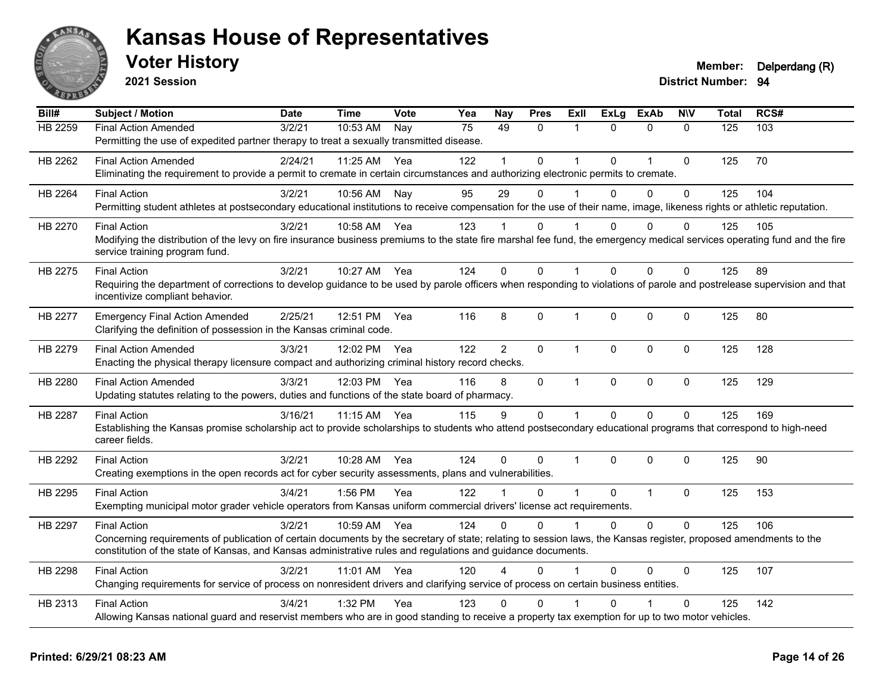# Kansas House of Representatives

## Voter History

**2021 Session**

**Member:** Delperdang (R)
**District Number:** 94

| Bill# | Subject / Motion | Date | Time | Vote | Yea | Nay | Pres | ExII | ExLg | ExAb | N\V | Total | RCS# |
|---|---|---|---|---|---|---|---|---|---|---|---|---|---|
| HB 2259 | Final Action Amended | 3/2/21 | 10:53 AM | Nay | 75 | 49 | 0 | 1 | 0 | 0 | 0 | 125 | 103 |
| | Permitting the use of expedited partner therapy to treat a sexually transmitted disease. | | | | | | | | | | | | |
| HB 2262 | Final Action Amended | 2/24/21 | 11:25 AM | Yea | 122 | 1 | 0 | 1 | 0 | 1 | 0 | 125 | 70 |
| | Eliminating the requirement to provide a permit to cremate in certain circumstances and authorizing electronic permits to cremate. | | | | | | | | | | | | |
| HB 2264 | Final Action | 3/2/21 | 10:56 AM | Nay | 95 | 29 | 0 | 1 | 0 | 0 | 0 | 125 | 104 |
| | Permitting student athletes at postsecondary educational institutions to receive compensation for the use of their name, image, likeness rights or athletic reputation. | | | | | | | | | | | | |
| HB 2270 | Final Action | 3/2/21 | 10:58 AM | Yea | 123 | 1 | 0 | 1 | 0 | 0 | 0 | 125 | 105 |
| | Modifying the distribution of the levy on fire insurance business premiums to the state fire marshal fee fund, the emergency medical services operating fund and the fire service training program fund. | | | | | | | | | | | | |
| HB 2275 | Final Action | 3/2/21 | 10:27 AM | Yea | 124 | 0 | 0 | 1 | 0 | 0 | 0 | 125 | 89 |
| | Requiring the department of corrections to develop guidance to be used by parole officers when responding to violations of parole and postrelease supervision and that incentivize compliant behavior. | | | | | | | | | | | | |
| HB 2277 | Emergency Final Action Amended | 2/25/21 | 12:51 PM | Yea | 116 | 8 | 0 | 1 | 0 | 0 | 0 | 125 | 80 |
| | Clarifying the definition of possession in the Kansas criminal code. | | | | | | | | | | | | |
| HB 2279 | Final Action Amended | 3/3/21 | 12:02 PM | Yea | 122 | 2 | 0 | 1 | 0 | 0 | 0 | 125 | 128 |
| | Enacting the physical therapy licensure compact and authorizing criminal history record checks. | | | | | | | | | | | | |
| HB 2280 | Final Action Amended | 3/3/21 | 12:03 PM | Yea | 116 | 8 | 0 | 1 | 0 | 0 | 0 | 125 | 129 |
| | Updating statutes relating to the powers, duties and functions of the state board of pharmacy. | | | | | | | | | | | | |
| HB 2287 | Final Action | 3/16/21 | 11:15 AM | Yea | 115 | 9 | 0 | 1 | 0 | 0 | 0 | 125 | 169 |
| | Establishing the Kansas promise scholarship act to provide scholarships to students who attend postsecondary educational programs that correspond to high-need career fields. | | | | | | | | | | | | |
| HB 2292 | Final Action | 3/2/21 | 10:28 AM | Yea | 124 | 0 | 0 | 1 | 0 | 0 | 0 | 125 | 90 |
| | Creating exemptions in the open records act for cyber security assessments, plans and vulnerabilities. | | | | | | | | | | | | |
| HB 2295 | Final Action | 3/4/21 | 1:56 PM | Yea | 122 | 1 | 0 | 1 | 0 | 1 | 0 | 125 | 153 |
| | Exempting municipal motor grader vehicle operators from Kansas uniform commercial drivers' license act requirements. | | | | | | | | | | | | |
| HB 2297 | Final Action | 3/2/21 | 10:59 AM | Yea | 124 | 0 | 0 | 1 | 0 | 0 | 0 | 125 | 106 |
| | Concerning requirements of publication of certain documents by the secretary of state; relating to session laws, the Kansas register, proposed amendments to the constitution of the state of Kansas, and Kansas administrative rules and regulations and guidance documents. | | | | | | | | | | | | |
| HB 2298 | Final Action | 3/2/21 | 11:01 AM | Yea | 120 | 4 | 0 | 1 | 0 | 0 | 0 | 125 | 107 |
| | Changing requirements for service of process on nonresident drivers and clarifying service of process on certain business entities. | | | | | | | | | | | | |
| HB 2313 | Final Action | 3/4/21 | 1:32 PM | Yea | 123 | 0 | 0 | 1 | 0 | 1 | 0 | 125 | 142 |
| | Allowing Kansas national guard and reservist members who are in good standing to receive a property tax exemption for up to two motor vehicles. | | | | | | | | | | | | |

**Printed: 6/29/21 08:23 AM**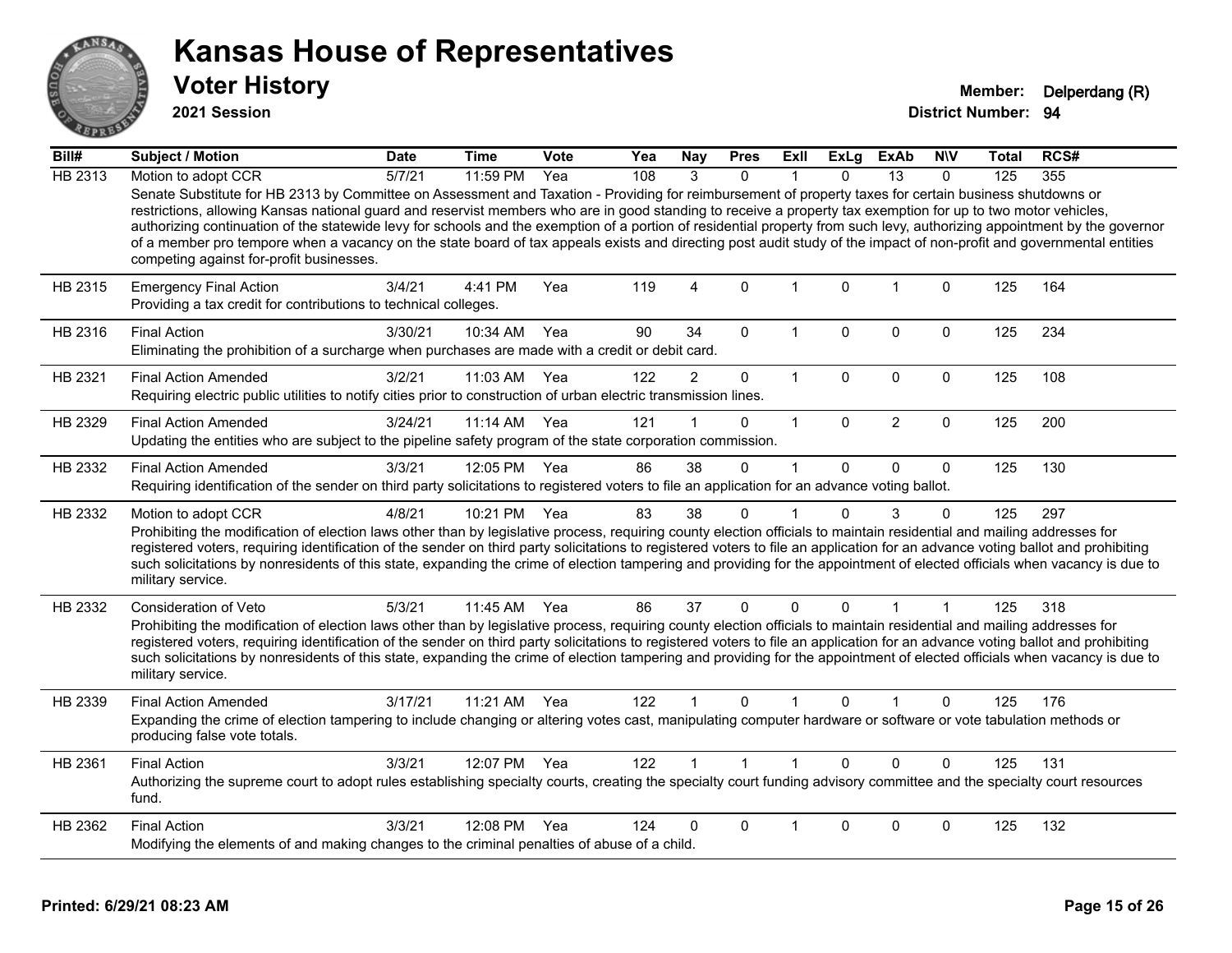# Kansas House of Representatives

## Voter History

**2021 Session**

**Member:** Delperdang (R)
**District Number:** 94

| Bill# | Subject / Motion | Date | Time | Vote | Yea | Nay | Pres | ExII | ExLg | ExAb | N\V | Total | RCS# |
|---|---|---|---|---|---|---|---|---|---|---|---|---|---|
| HB 2313 | Motion to adopt CCR | 5/7/21 | 11:59 PM | Yea | 108 | 3 | 0 | 1 | 0 | 13 | 0 | 125 | 355 |
| | Senate Substitute for HB 2313 by Committee on Assessment and Taxation - Providing for reimbursement of property taxes for certain business shutdowns or restrictions, allowing Kansas national guard and reservist members who are in good standing to receive a property tax exemption for up to two motor vehicles, authorizing continuation of the statewide levy for schools and the exemption of a portion of residential property from such levy, authorizing appointment by the governor of a member pro tempore when a vacancy on the state board of tax appeals exists and directing post audit study of the impact of non-profit and governmental entities competing against for-profit businesses. | | | | | | | | | | | | |
| HB 2315 | Emergency Final Action | 3/4/21 | 4:41 PM | Yea | 119 | 4 | 0 | 1 | 0 | 1 | 0 | 125 | 164 |
| | Providing a tax credit for contributions to technical colleges. | | | | | | | | | | | | |
| HB 2316 | Final Action | 3/30/21 | 10:34 AM | Yea | 90 | 34 | 0 | 1 | 0 | 0 | 0 | 125 | 234 |
| | Eliminating the prohibition of a surcharge when purchases are made with a credit or debit card. | | | | | | | | | | | | |
| HB 2321 | Final Action Amended | 3/2/21 | 11:03 AM | Yea | 122 | 2 | 0 | 1 | 0 | 0 | 0 | 125 | 108 |
| | Requiring electric public utilities to notify cities prior to construction of urban electric transmission lines. | | | | | | | | | | | | |
| HB 2329 | Final Action Amended | 3/24/21 | 11:14 AM | Yea | 121 | 1 | 0 | 1 | 0 | 2 | 0 | 125 | 200 |
| | Updating the entities who are subject to the pipeline safety program of the state corporation commission. | | | | | | | | | | | | |
| HB 2332 | Final Action Amended | 3/3/21 | 12:05 PM | Yea | 86 | 38 | 0 | 1 | 0 | 0 | 0 | 125 | 130 |
| | Requiring identification of the sender on third party solicitations to registered voters to file an application for an advance voting ballot. | | | | | | | | | | | | |
| HB 2332 | Motion to adopt CCR | 4/8/21 | 10:21 PM | Yea | 83 | 38 | 0 | 1 | 0 | 3 | 0 | 125 | 297 |
| | Prohibiting the modification of election laws other than by legislative process, requiring county election officials to maintain residential and mailing addresses for registered voters, requiring identification of the sender on third party solicitations to registered voters to file an application for an advance voting ballot and prohibiting such solicitations by nonresidents of this state, expanding the crime of election tampering and providing for the appointment of elected officials when vacancy is due to military service. | | | | | | | | | | | | |
| HB 2332 | Consideration of Veto | 5/3/21 | 11:45 AM | Yea | 86 | 37 | 0 | 0 | 0 | 1 | 1 | 125 | 318 |
| | Prohibiting the modification of election laws other than by legislative process, requiring county election officials to maintain residential and mailing addresses for registered voters, requiring identification of the sender on third party solicitations to registered voters to file an application for an advance voting ballot and prohibiting such solicitations by nonresidents of this state, expanding the crime of election tampering and providing for the appointment of elected officials when vacancy is due to military service. | | | | | | | | | | | | |
| HB 2339 | Final Action Amended | 3/17/21 | 11:21 AM | Yea | 122 | 1 | 0 | 1 | 0 | 1 | 0 | 125 | 176 |
| | Expanding the crime of election tampering to include changing or altering votes cast, manipulating computer hardware or software or vote tabulation methods or producing false vote totals. | | | | | | | | | | | | |
| HB 2361 | Final Action | 3/3/21 | 12:07 PM | Yea | 122 | 1 | 1 | 1 | 0 | 0 | 0 | 125 | 131 |
| | Authorizing the supreme court to adopt rules establishing specialty courts, creating the specialty court funding advisory committee and the specialty court resources fund. | | | | | | | | | | | | |
| HB 2362 | Final Action | 3/3/21 | 12:08 PM | Yea | 124 | 0 | 0 | 1 | 0 | 0 | 0 | 125 | 132 |
| | Modifying the elements of and making changes to the criminal penalties of abuse of a child. | | | | | | | | | | | | |

**Printed: 6/29/21 08:23 AM**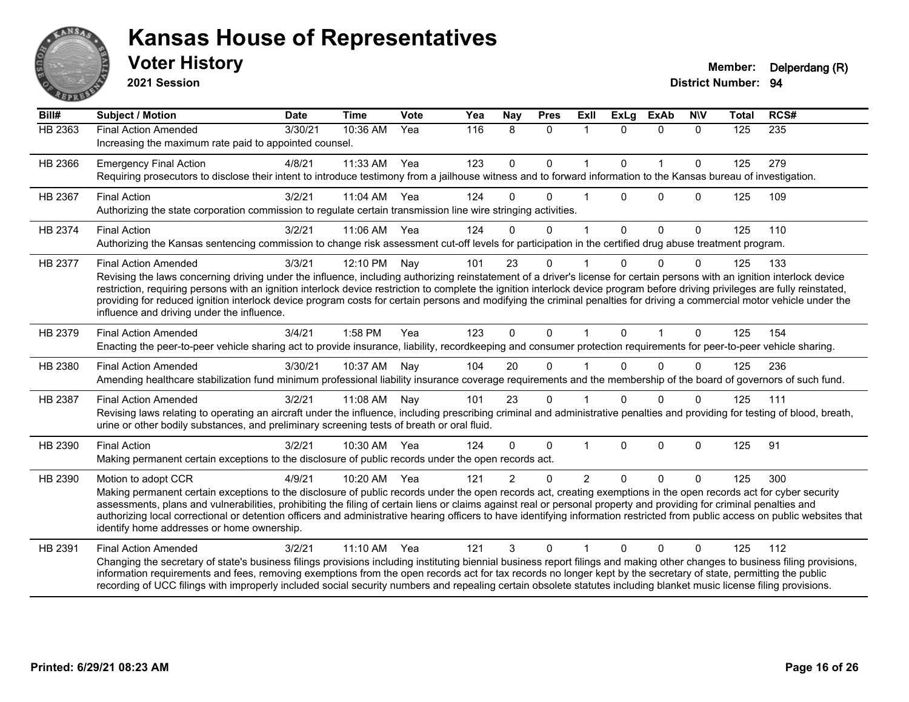# Kansas House of Representatives

## Voter History

**2021 Session**

**Member:** Delperdang (R)
**District Number:** 94

| Bill# | Subject / Motion | Date | Time | Vote | Yea | Nay | Pres | ExII | ExLg | ExAb | N\V | Total | RCS# |
|---|---|---|---|---|---|---|---|---|---|---|---|---|---|
| HB 2363 | Final Action Amended | 3/30/21 | 10:36 AM | Yea | 116 | 8 | 0 | 1 | 0 | 0 | 0 | 125 | 235 |
| | Increasing the maximum rate paid to appointed counsel. | | | | | | | | | | | | |
| HB 2366 | Emergency Final Action | 4/8/21 | 11:33 AM | Yea | 123 | 0 | 0 | 1 | 0 | 1 | 0 | 125 | 279 |
| | Requiring prosecutors to disclose their intent to introduce testimony from a jailhouse witness and to forward information to the Kansas bureau of investigation. | | | | | | | | | | | | |
| HB 2367 | Final Action | 3/2/21 | 11:04 AM | Yea | 124 | 0 | 0 | 1 | 0 | 0 | 0 | 125 | 109 |
| | Authorizing the state corporation commission to regulate certain transmission line wire stringing activities. | | | | | | | | | | | | |
| HB 2374 | Final Action | 3/2/21 | 11:06 AM | Yea | 124 | 0 | 0 | 1 | 0 | 0 | 0 | 125 | 110 |
| | Authorizing the Kansas sentencing commission to change risk assessment cut-off levels for participation in the certified drug abuse treatment program. | | | | | | | | | | | | |
| HB 2377 | Final Action Amended | 3/3/21 | 12:10 PM | Nay | 101 | 23 | 0 | 1 | 0 | 0 | 0 | 125 | 133 |
| | Revising the laws concerning driving under the influence, including authorizing reinstatement of a driver's license for certain persons with an ignition interlock device restriction, requiring persons with an ignition interlock device restriction to complete the ignition interlock device program before driving privileges are fully reinstated, providing for reduced ignition interlock device program costs for certain persons and modifying the criminal penalties for driving a commercial motor vehicle under the influence and driving under the influence. | | | | | | | | | | | | |
| HB 2379 | Final Action Amended | 3/4/21 | 1:58 PM | Yea | 123 | 0 | 0 | 1 | 0 | 1 | 0 | 125 | 154 |
| | Enacting the peer-to-peer vehicle sharing act to provide insurance, liability, recordkeeping and consumer protection requirements for peer-to-peer vehicle sharing. | | | | | | | | | | | | |
| HB 2380 | Final Action Amended | 3/30/21 | 10:37 AM | Nay | 104 | 20 | 0 | 1 | 0 | 0 | 0 | 125 | 236 |
| | Amending healthcare stabilization fund minimum professional liability insurance coverage requirements and the membership of the board of governors of such fund. | | | | | | | | | | | | |
| HB 2387 | Final Action Amended | 3/2/21 | 11:08 AM | Nay | 101 | 23 | 0 | 1 | 0 | 0 | 0 | 125 | 111 |
| | Revising laws relating to operating an aircraft under the influence, including prescribing criminal and administrative penalties and providing for testing of blood, breath, urine or other bodily substances, and preliminary screening tests of breath or oral fluid. | | | | | | | | | | | | |
| HB 2390 | Final Action | 3/2/21 | 10:30 AM | Yea | 124 | 0 | 0 | 1 | 0 | 0 | 0 | 125 | 91 |
| | Making permanent certain exceptions to the disclosure of public records under the open records act. | | | | | | | | | | | | |
| HB 2390 | Motion to adopt CCR | 4/9/21 | 10:20 AM | Yea | 121 | 2 | 0 | 2 | 0 | 0 | 0 | 125 | 300 |
| | Making permanent certain exceptions to the disclosure of public records under the open records act, creating exemptions in the open records act for cyber security assessments, plans and vulnerabilities, prohibiting the filing of certain liens or claims against real or personal property and providing for criminal penalties and authorizing local correctional or detention officers and administrative hearing officers to have identifying information restricted from public access on public websites that identify home addresses or home ownership. | | | | | | | | | | | | |
| HB 2391 | Final Action Amended | 3/2/21 | 11:10 AM | Yea | 121 | 3 | 0 | 1 | 0 | 0 | 0 | 125 | 112 |
| | Changing the secretary of state's business filings provisions including instituting biennial business report filings and making other changes to business filing provisions, information requirements and fees, removing exemptions from the open records act for tax records no longer kept by the secretary of state, permitting the public recording of UCC filings with improperly included social security numbers and repealing certain obsolete statutes including blanket music license filing provisions. | | | | | | | | | | | | |

Printed: 6/29/21 08:23 AM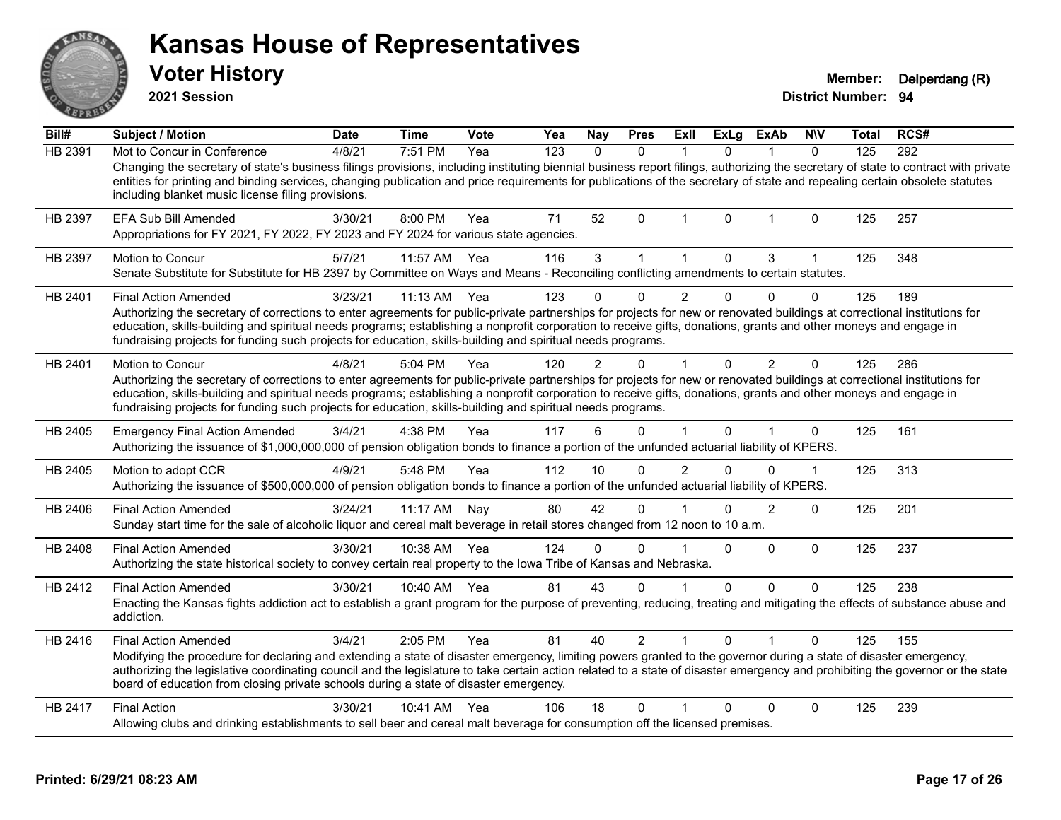# Kansas House of Representatives

## Voter History

**2021 Session**

**Member:** Delperdang (R)
**District Number:** 94

| Bill# | Subject / Motion | Date | Time | Vote | Yea | Nay | Pres | ExII | ExLg | ExAb | N\V | Total | RCS# |
|---|---|---|---|---|---|---|---|---|---|---|---|---|---|
| HB 2391 | Mot to Concur in Conference | 4/8/21 | 7:51 PM | Yea | 123 | 0 | 0 | 1 | 0 | 1 | 0 | 125 | 292 |
| | Changing the secretary of state's business filings provisions, including instituting biennial business report filings, authorizing the secretary of state to contract with private entities for printing and binding services, changing publication and price requirements for publications of the secretary of state and repealing certain obsolete statutes including blanket music license filing provisions. | | | | | | | | | | | | |
| HB 2397 | EFA Sub Bill Amended | 3/30/21 | 8:00 PM | Yea | 71 | 52 | 0 | 1 | 0 | 1 | 0 | 125 | 257 |
| | Appropriations for FY 2021, FY 2022, FY 2023 and FY 2024 for various state agencies. | | | | | | | | | | | | |
| HB 2397 | Motion to Concur | 5/7/21 | 11:57 AM | Yea | 116 | 3 | 1 | 1 | 0 | 3 | 1 | 125 | 348 |
| | Senate Substitute for Substitute for HB 2397 by Committee on Ways and Means - Reconciling conflicting amendments to certain statutes. | | | | | | | | | | | | |
| HB 2401 | Final Action Amended | 3/23/21 | 11:13 AM | Yea | 123 | 0 | 0 | 2 | 0 | 0 | 0 | 125 | 189 |
| | Authorizing the secretary of corrections to enter agreements for public-private partnerships for projects for new or renovated buildings at correctional institutions for education, skills-building and spiritual needs programs; establishing a nonprofit corporation to receive gifts, donations, grants and other moneys and engage in fundraising projects for funding such projects for education, skills-building and spiritual needs programs. | | | | | | | | | | | | |
| HB 2401 | Motion to Concur | 4/8/21 | 5:04 PM | Yea | 120 | 2 | 0 | 1 | 0 | 2 | 0 | 125 | 286 |
| | Authorizing the secretary of corrections to enter agreements for public-private partnerships for projects for new or renovated buildings at correctional institutions for education, skills-building and spiritual needs programs; establishing a nonprofit corporation to receive gifts, donations, grants and other moneys and engage in fundraising projects for funding such projects for education, skills-building and spiritual needs programs. | | | | | | | | | | | | |
| HB 2405 | Emergency Final Action Amended | 3/4/21 | 4:38 PM | Yea | 117 | 6 | 0 | 1 | 0 | 1 | 0 | 125 | 161 |
| | Authorizing the issuance of $1,000,000,000 of pension obligation bonds to finance a portion of the unfunded actuarial liability of KPERS. | | | | | | | | | | | | |
| HB 2405 | Motion to adopt CCR | 4/9/21 | 5:48 PM | Yea | 112 | 10 | 0 | 2 | 0 | 0 | 1 | 125 | 313 |
| | Authorizing the issuance of $500,000,000 of pension obligation bonds to finance a portion of the unfunded actuarial liability of KPERS. | | | | | | | | | | | | |
| HB 2406 | Final Action Amended | 3/24/21 | 11:17 AM | Nay | 80 | 42 | 0 | 1 | 0 | 2 | 0 | 125 | 201 |
| | Sunday start time for the sale of alcoholic liquor and cereal malt beverage in retail stores changed from 12 noon to 10 a.m. | | | | | | | | | | | | |
| HB 2408 | Final Action Amended | 3/30/21 | 10:38 AM | Yea | 124 | 0 | 0 | 1 | 0 | 0 | 0 | 125 | 237 |
| | Authorizing the state historical society to convey certain real property to the Iowa Tribe of Kansas and Nebraska. | | | | | | | | | | | | |
| HB 2412 | Final Action Amended | 3/30/21 | 10:40 AM | Yea | 81 | 43 | 0 | 1 | 0 | 0 | 0 | 125 | 238 |
| | Enacting the Kansas fights addiction act to establish a grant program for the purpose of preventing, reducing, treating and mitigating the effects of substance abuse and addiction. | | | | | | | | | | | | |
| HB 2416 | Final Action Amended | 3/4/21 | 2:05 PM | Yea | 81 | 40 | 2 | 1 | 0 | 1 | 0 | 125 | 155 |
| | Modifying the procedure for declaring and extending a state of disaster emergency, limiting powers granted to the governor during a state of disaster emergency, authorizing the legislative coordinating council and the legislature to take certain action related to a state of disaster emergency and prohibiting the governor or the state board of education from closing private schools during a state of disaster emergency. | | | | | | | | | | | | |
| HB 2417 | Final Action | 3/30/21 | 10:41 AM | Yea | 106 | 18 | 0 | 1 | 0 | 0 | 0 | 125 | 239 |
| | Allowing clubs and drinking establishments to sell beer and cereal malt beverage for consumption off the licensed premises. | | | | | | | | | | | | |

**Printed: 6/29/21 08:23 AM**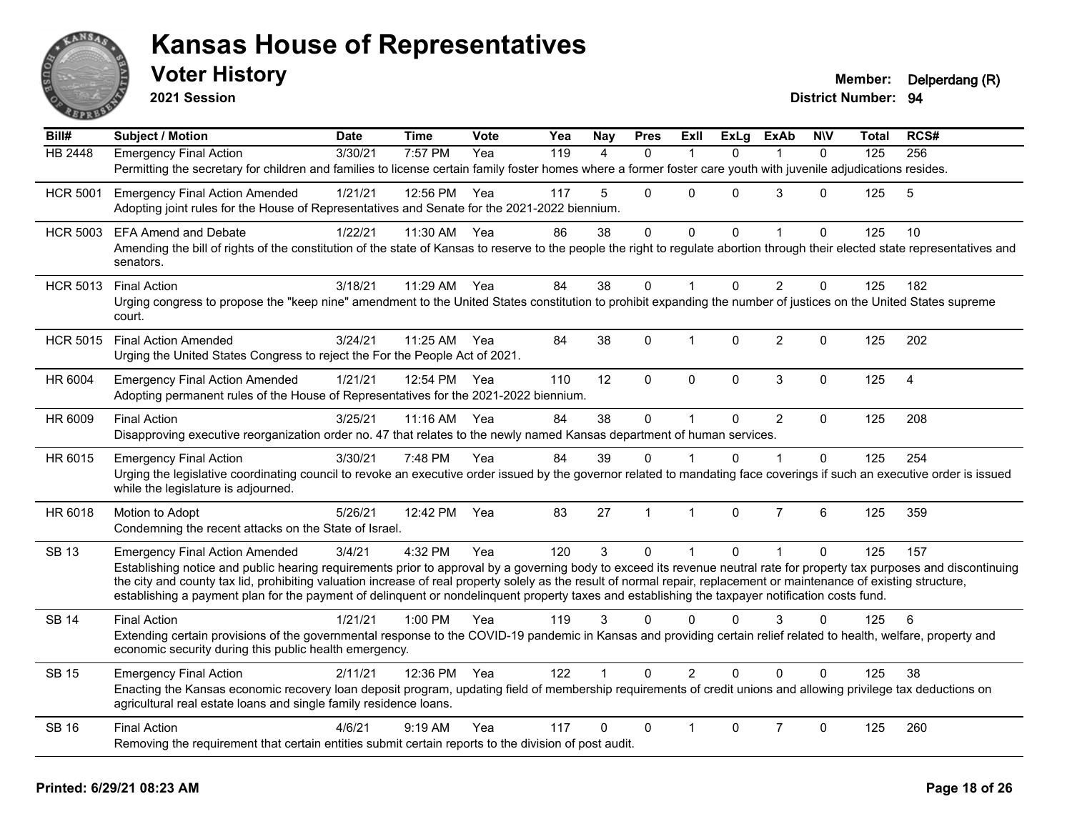# Kansas House of Representatives

## Voter History

**2021 Session**

**Member:** Delperdang (R)
**District Number:** 94

| Bill# | Subject / Motion | Date | Time | Vote | Yea | Nay | Pres | ExII | ExLg | ExAb | N\V | Total | RCS# |
|---|---|---|---|---|---|---|---|---|---|---|---|---|---|
| HB 2448 | Emergency Final Action | 3/30/21 | 7:57 PM | Yea | 119 | 4 | 0 | 1 | 0 | 1 | 0 | 125 | 256 |
| | Permitting the secretary for children and families to license certain family foster homes where a former foster care youth with juvenile adjudications resides. | | | | | | | | | | | | |
| HCR 5001 | Emergency Final Action Amended | 1/21/21 | 12:56 PM | Yea | 117 | 5 | 0 | 0 | 0 | 3 | 0 | 125 | 5 |
| | Adopting joint rules for the House of Representatives and Senate for the 2021-2022 biennium. | | | | | | | | | | | | |
| HCR 5003 | EFA Amend and Debate | 1/22/21 | 11:30 AM | Yea | 86 | 38 | 0 | 0 | 0 | 1 | 0 | 125 | 10 |
| | Amending the bill of rights of the constitution of the state of Kansas to reserve to the people the right to regulate abortion through their elected state representatives and senators. | | | | | | | | | | | | |
| HCR 5013 | Final Action | 3/18/21 | 11:29 AM | Yea | 84 | 38 | 0 | 1 | 0 | 2 | 0 | 125 | 182 |
| | Urging congress to propose the "keep nine" amendment to the United States constitution to prohibit expanding the number of justices on the United States supreme court. | | | | | | | | | | | | |
| HCR 5015 | Final Action Amended | 3/24/21 | 11:25 AM | Yea | 84 | 38 | 0 | 1 | 0 | 2 | 0 | 125 | 202 |
| | Urging the United States Congress to reject the For the People Act of 2021. | | | | | | | | | | | | |
| HR 6004 | Emergency Final Action Amended | 1/21/21 | 12:54 PM | Yea | 110 | 12 | 0 | 0 | 0 | 3 | 0 | 125 | 4 |
| | Adopting permanent rules of the House of Representatives for the 2021-2022 biennium. | | | | | | | | | | | | |
| HR 6009 | Final Action | 3/25/21 | 11:16 AM | Yea | 84 | 38 | 0 | 1 | 0 | 2 | 0 | 125 | 208 |
| | Disapproving executive reorganization order no. 47 that relates to the newly named Kansas department of human services. | | | | | | | | | | | | |
| HR 6015 | Emergency Final Action | 3/30/21 | 7:48 PM | Yea | 84 | 39 | 0 | 1 | 0 | 1 | 0 | 125 | 254 |
| | Urging the legislative coordinating council to revoke an executive order issued by the governor related to mandating face coverings if such an executive order is issued while the legislature is adjourned. | | | | | | | | | | | | |
| HR 6018 | Motion to Adopt | 5/26/21 | 12:42 PM | Yea | 83 | 27 | 1 | 1 | 0 | 7 | 6 | 125 | 359 |
| | Condemning the recent attacks on the State of Israel. | | | | | | | | | | | | |
| SB 13 | Emergency Final Action Amended | 3/4/21 | 4:32 PM | Yea | 120 | 3 | 0 | 1 | 0 | 1 | 0 | 125 | 157 |
| | Establishing notice and public hearing requirements prior to approval by a governing body to exceed its revenue neutral rate for property tax purposes and discontinuing the city and county tax lid, prohibiting valuation increase of real property solely as the result of normal repair, replacement or maintenance of existing structure, establishing a payment plan for the payment of delinquent or nondelinquent property taxes and establishing the taxpayer notification costs fund. | | | | | | | | | | | | |
| SB 14 | Final Action | 1/21/21 | 1:00 PM | Yea | 119 | 3 | 0 | 0 | 0 | 3 | 0 | 125 | 6 |
| | Extending certain provisions of the governmental response to the COVID-19 pandemic in Kansas and providing certain relief related to health, welfare, property and economic security during this public health emergency. | | | | | | | | | | | | |
| SB 15 | Emergency Final Action | 2/11/21 | 12:36 PM | Yea | 122 | 1 | 0 | 2 | 0 | 0 | 0 | 125 | 38 |
| | Enacting the Kansas economic recovery loan deposit program, updating field of membership requirements of credit unions and allowing privilege tax deductions on agricultural real estate loans and single family residence loans. | | | | | | | | | | | | |
| SB 16 | Final Action | 4/6/21 | 9:19 AM | Yea | 117 | 0 | 0 | 1 | 0 | 7 | 0 | 125 | 260 |
| | Removing the requirement that certain entities submit certain reports to the division of post audit. | | | | | | | | | | | | |

**Printed: 6/29/21 08:23 AM**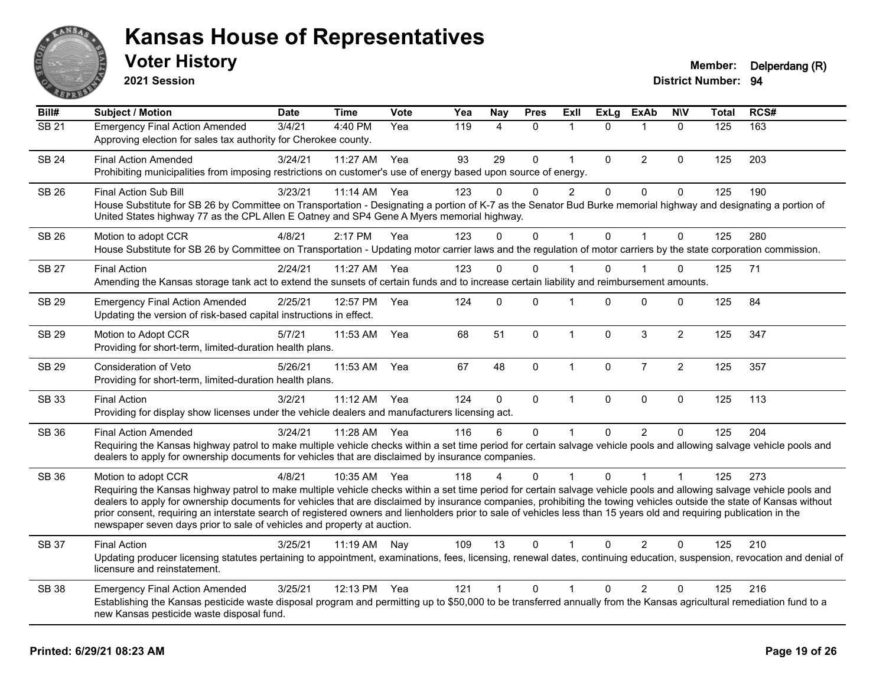# Kansas House of Representatives

## Voter History

**2021 Session**

**Member:** Delperdang (R)
**District Number:** 94

| Bill# | Subject / Motion | Date | Time | Vote | Yea | Nay | Pres | ExII | ExLg | ExAb | N\V | Total | RCS# |
|---|---|---|---|---|---|---|---|---|---|---|---|---|---|
| SB 21 | Emergency Final Action Amended | 3/4/21 | 4:40 PM | Yea | 119 | 4 | 0 | 1 | 0 | 1 | 0 | 125 | 163 |
| | Approving election for sales tax authority for Cherokee county. | | | | | | | | | | | | |
| SB 24 | Final Action Amended | 3/24/21 | 11:27 AM | Yea | 93 | 29 | 0 | 1 | 0 | 2 | 0 | 125 | 203 |
| | Prohibiting municipalities from imposing restrictions on customer's use of energy based upon source of energy. | | | | | | | | | | | | |
| SB 26 | Final Action Sub Bill | 3/23/21 | 11:14 AM | Yea | 123 | 0 | 0 | 2 | 0 | 0 | 0 | 125 | 190 |
| | House Substitute for SB 26 by Committee on Transportation - Designating a portion of K-7 as the Senator Bud Burke memorial highway and designating a portion of United States highway 77 as the CPL Allen E Oatney and SP4 Gene A Myers memorial highway. | | | | | | | | | | | | |
| SB 26 | Motion to adopt CCR | 4/8/21 | 2:17 PM | Yea | 123 | 0 | 0 | 1 | 0 | 1 | 0 | 125 | 280 |
| | House Substitute for SB 26 by Committee on Transportation - Updating motor carrier laws and the regulation of motor carriers by the state corporation commission. | | | | | | | | | | | | |
| SB 27 | Final Action | 2/24/21 | 11:27 AM | Yea | 123 | 0 | 0 | 1 | 0 | 1 | 0 | 125 | 71 |
| | Amending the Kansas storage tank act to extend the sunsets of certain funds and to increase certain liability and reimbursement amounts. | | | | | | | | | | | | |
| SB 29 | Emergency Final Action Amended | 2/25/21 | 12:57 PM | Yea | 124 | 0 | 0 | 1 | 0 | 0 | 0 | 125 | 84 |
| | Updating the version of risk-based capital instructions in effect. | | | | | | | | | | | | |
| SB 29 | Motion to Adopt CCR | 5/7/21 | 11:53 AM | Yea | 68 | 51 | 0 | 1 | 0 | 3 | 2 | 125 | 347 |
| | Providing for short-term, limited-duration health plans. | | | | | | | | | | | | |
| SB 29 | Consideration of Veto | 5/26/21 | 11:53 AM | Yea | 67 | 48 | 0 | 1 | 0 | 7 | 2 | 125 | 357 |
| | Providing for short-term, limited-duration health plans. | | | | | | | | | | | | |
| SB 33 | Final Action | 3/2/21 | 11:12 AM | Yea | 124 | 0 | 0 | 1 | 0 | 0 | 0 | 125 | 113 |
| | Providing for display show licenses under the vehicle dealers and manufacturers licensing act. | | | | | | | | | | | | |
| SB 36 | Final Action Amended | 3/24/21 | 11:28 AM | Yea | 116 | 6 | 0 | 1 | 0 | 2 | 0 | 125 | 204 |
| | Requiring the Kansas highway patrol to make multiple vehicle checks within a set time period for certain salvage vehicle pools and allowing salvage vehicle pools and dealers to apply for ownership documents for vehicles that are disclaimed by insurance companies. | | | | | | | | | | | | |
| SB 36 | Motion to adopt CCR | 4/8/21 | 10:35 AM | Yea | 118 | 4 | 0 | 1 | 0 | 1 | 1 | 125 | 273 |
| | Requiring the Kansas highway patrol to make multiple vehicle checks within a set time period for certain salvage vehicle pools and allowing salvage vehicle pools and dealers to apply for ownership documents for vehicles that are disclaimed by insurance companies, prohibiting the towing vehicles outside the state of Kansas without prior consent, requiring an interstate search of registered owners and lienholders prior to sale of vehicles less than 15 years old and requiring publication in the newspaper seven days prior to sale of vehicles and property at auction. | | | | | | | | | | | | |
| SB 37 | Final Action | 3/25/21 | 11:19 AM | Nay | 109 | 13 | 0 | 1 | 0 | 2 | 0 | 125 | 210 |
| | Updating producer licensing statutes pertaining to appointment, examinations, fees, licensing, renewal dates, continuing education, suspension, revocation and denial of licensure and reinstatement. | | | | | | | | | | | | |
| SB 38 | Emergency Final Action Amended | 3/25/21 | 12:13 PM | Yea | 121 | 1 | 0 | 1 | 0 | 2 | 0 | 125 | 216 |
| | Establishing the Kansas pesticide waste disposal program and permitting up to $50,000 to be transferred annually from the Kansas agricultural remediation fund to a new Kansas pesticide waste disposal fund. | | | | | | | | | | | | |

**Printed: 6/29/21 08:23 AM**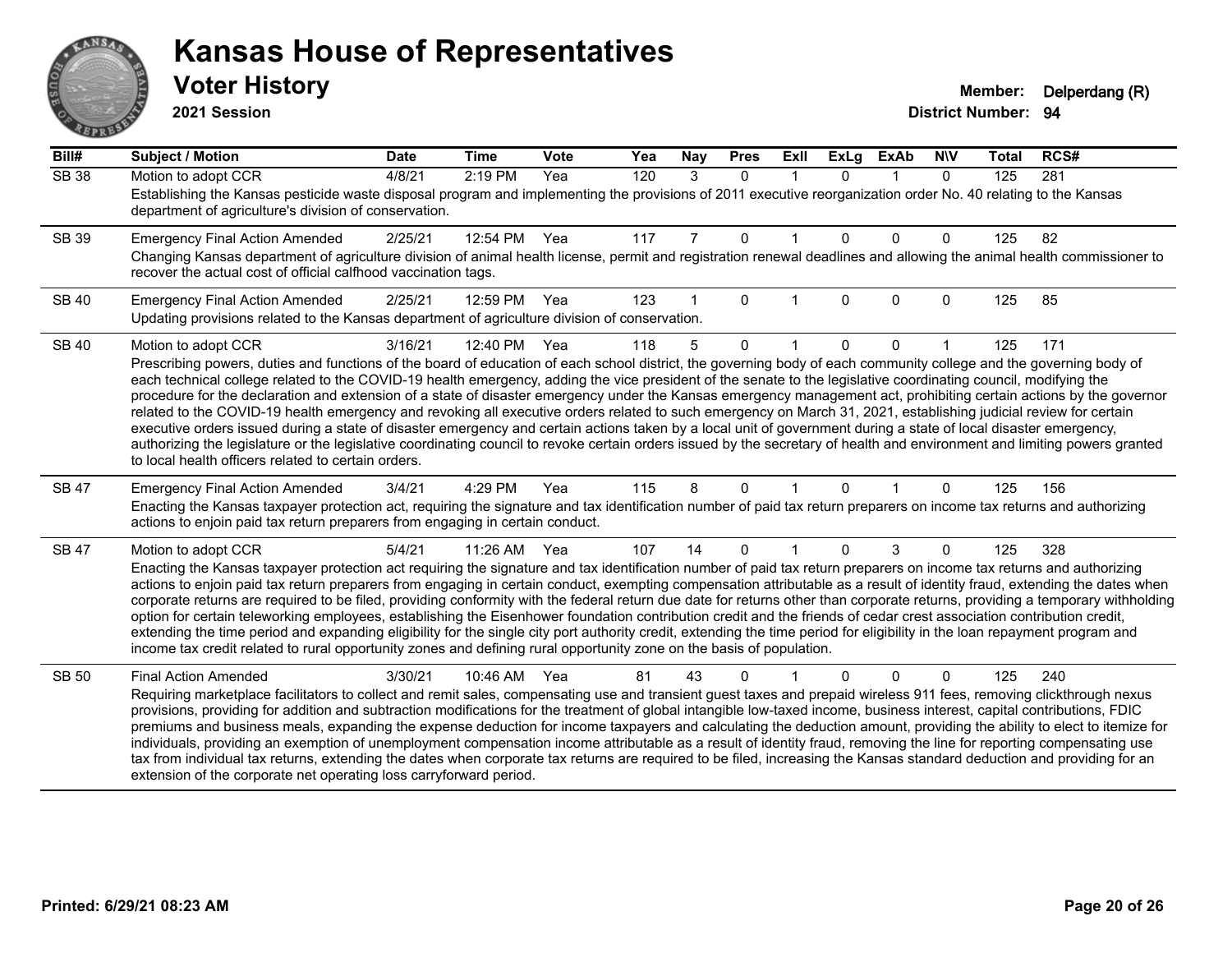# Kansas House of Representatives

## Voter History

**2021 Session**

**Member:** Delperdang (R)
**District Number:** 94

| Bill# | Subject / Motion | Date | Time | Vote | Yea | Nay | Pres | ExII | ExLg | ExAb | N\V | Total | RCS# |
|---|---|---|---|---|---|---|---|---|---|---|---|---|---|
| SB 38 | Motion to adopt CCR | 4/8/21 | 2:19 PM | Yea | 120 | 3 | 0 | 1 | 0 | 1 | 0 | 125 | 281 |
| | Establishing the Kansas pesticide waste disposal program and implementing the provisions of 2011 executive reorganization order No. 40 relating to the Kansas department of agriculture's division of conservation. | | | | | | | | | | | | |
| SB 39 | Emergency Final Action Amended | 2/25/21 | 12:54 PM | Yea | 117 | 7 | 0 | 1 | 0 | 0 | 0 | 125 | 82 |
| | Changing Kansas department of agriculture division of animal health license, permit and registration renewal deadlines and allowing the animal health commissioner to recover the actual cost of official calfhood vaccination tags. | | | | | | | | | | | | |
| SB 40 | Emergency Final Action Amended | 2/25/21 | 12:59 PM | Yea | 123 | 1 | 0 | 1 | 0 | 0 | 0 | 125 | 85 |
| | Updating provisions related to the Kansas department of agriculture division of conservation. | | | | | | | | | | | | |
| SB 40 | Motion to adopt CCR | 3/16/21 | 12:40 PM | Yea | 118 | 5 | 0 | 1 | 0 | 0 | 1 | 125 | 171 |
| | Prescribing powers, duties and functions of the board of education of each school district, the governing body of each community college and the governing body of each technical college related to the COVID-19 health emergency, adding the vice president of the senate to the legislative coordinating council, modifying the procedure for the declaration and extension of a state of disaster emergency under the Kansas emergency management act, prohibiting certain actions by the governor related to the COVID-19 health emergency and revoking all executive orders related to such emergency on March 31, 2021, establishing judicial review for certain executive orders issued during a state of disaster emergency and certain actions taken by a local unit of government during a state of local disaster emergency, authorizing the legislature or the legislative coordinating council to revoke certain orders issued by the secretary of health and environment and limiting powers granted to local health officers related to certain orders. | | | | | | | | | | | | |
| SB 47 | Emergency Final Action Amended | 3/4/21 | 4:29 PM | Yea | 115 | 8 | 0 | 1 | 0 | 1 | 0 | 125 | 156 |
| | Enacting the Kansas taxpayer protection act, requiring the signature and tax identification number of paid tax return preparers on income tax returns and authorizing actions to enjoin paid tax return preparers from engaging in certain conduct. | | | | | | | | | | | | |
| SB 47 | Motion to adopt CCR | 5/4/21 | 11:26 AM | Yea | 107 | 14 | 0 | 1 | 0 | 3 | 0 | 125 | 328 |
| | Enacting the Kansas taxpayer protection act requiring the signature and tax identification number of paid tax return preparers on income tax returns and authorizing actions to enjoin paid tax return preparers from engaging in certain conduct, exempting compensation attributable as a result of identity fraud, extending the dates when corporate returns are required to be filed, providing conformity with the federal return due date for returns other than corporate returns, providing a temporary withholding option for certain teleworking employees, establishing the Eisenhower foundation contribution credit and the friends of cedar crest association contribution credit, extending the time period and expanding eligibility for the single city port authority credit, extending the time period for eligibility in the loan repayment program and income tax credit related to rural opportunity zones and defining rural opportunity zone on the basis of population. | | | | | | | | | | | | |
| SB 50 | Final Action Amended | 3/30/21 | 10:46 AM | Yea | 81 | 43 | 0 | 1 | 0 | 0 | 0 | 125 | 240 |
| | Requiring marketplace facilitators to collect and remit sales, compensating use and transient guest taxes and prepaid wireless 911 fees, removing clickthrough nexus provisions, providing for addition and subtraction modifications for the treatment of global intangible low-taxed income, business interest, capital contributions, FDIC premiums and business meals, expanding the expense deduction for income taxpayers and calculating the deduction amount, providing the ability to elect to itemize for individuals, providing an exemption of unemployment compensation income attributable as a result of identity fraud, removing the line for reporting compensating use tax from individual tax returns, extending the dates when corporate tax returns are required to be filed, increasing the Kansas standard deduction and providing for an extension of the corporate net operating loss carryforward period. | | | | | | | | | | | | |

**Printed: 6/29/21 08:23 AM**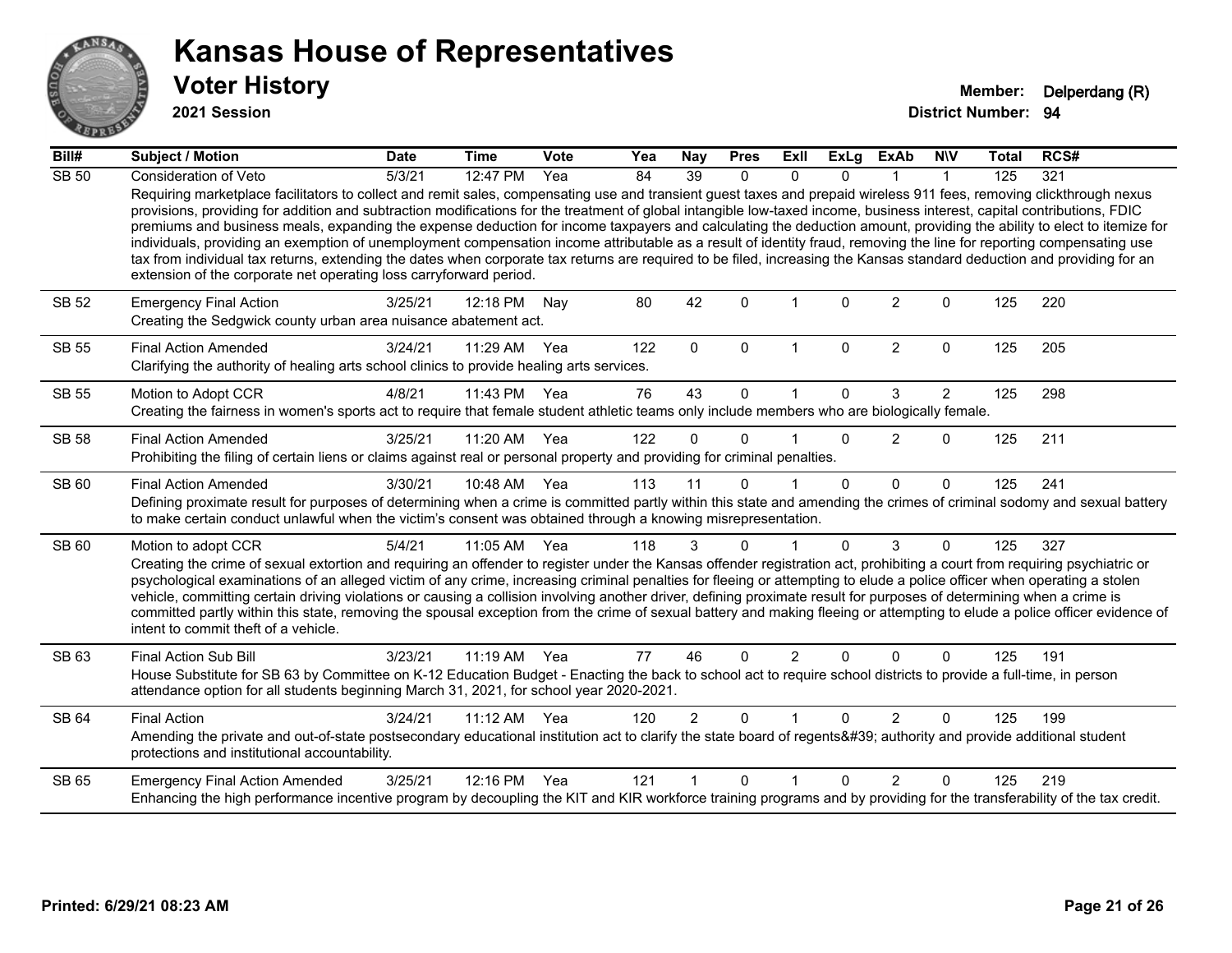# Kansas House of Representatives

## Voter History

**2021 Session**

**Member:** Delperdang (R)

**District Number:** 94

| Bill# | Subject / Motion | Date | Time | Vote | Yea | Nay | Pres | ExII | ExLg | ExAb | N\V | Total | RCS# |
|---|---|---|---|---|---|---|---|---|---|---|---|---|---|
| SB 50 | Consideration of Veto | 5/3/21 | 12:47 PM | Yea | 84 | 39 | 0 | 0 | 0 | 1 | 1 | 125 | 321 |
| | Requiring marketplace facilitators to collect and remit sales, compensating use and transient guest taxes and prepaid wireless 911 fees, removing clickthrough nexus provisions, providing for addition and subtraction modifications for the treatment of global intangible low-taxed income, business interest, capital contributions, FDIC premiums and business meals, expanding the expense deduction for income taxpayers and calculating the deduction amount, providing the ability to elect to itemize for individuals, providing an exemption of unemployment compensation income attributable as a result of identity fraud, removing the line for reporting compensating use tax from individual tax returns, extending the dates when corporate tax returns are required to be filed, increasing the Kansas standard deduction and providing for an extension of the corporate net operating loss carryforward period. | | | | | | | | | | | | |
| SB 52 | Emergency Final Action | 3/25/21 | 12:18 PM | Nay | 80 | 42 | 0 | 1 | 0 | 2 | 0 | 125 | 220 |
| | Creating the Sedgwick county urban area nuisance abatement act. | | | | | | | | | | | | |
| SB 55 | Final Action Amended | 3/24/21 | 11:29 AM | Yea | 122 | 0 | 0 | 1 | 0 | 2 | 0 | 125 | 205 |
| | Clarifying the authority of healing arts school clinics to provide healing arts services. | | | | | | | | | | | | |
| SB 55 | Motion to Adopt CCR | 4/8/21 | 11:43 PM | Yea | 76 | 43 | 0 | 1 | 0 | 3 | 2 | 125 | 298 |
| | Creating the fairness in women's sports act to require that female student athletic teams only include members who are biologically female. | | | | | | | | | | | | |
| SB 58 | Final Action Amended | 3/25/21 | 11:20 AM | Yea | 122 | 0 | 0 | 1 | 0 | 2 | 0 | 125 | 211 |
| | Prohibiting the filing of certain liens or claims against real or personal property and providing for criminal penalties. | | | | | | | | | | | | |
| SB 60 | Final Action Amended | 3/30/21 | 10:48 AM | Yea | 113 | 11 | 0 | 1 | 0 | 0 | 0 | 125 | 241 |
| | Defining proximate result for purposes of determining when a crime is committed partly within this state and amending the crimes of criminal sodomy and sexual battery to make certain conduct unlawful when the victim's consent was obtained through a knowing misrepresentation. | | | | | | | | | | | | |
| SB 60 | Motion to adopt CCR | 5/4/21 | 11:05 AM | Yea | 118 | 3 | 0 | 1 | 0 | 3 | 0 | 125 | 327 |
| | Creating the crime of sexual extortion and requiring an offender to register under the Kansas offender registration act, prohibiting a court from requiring psychiatric or psychological examinations of an alleged victim of any crime, increasing criminal penalties for fleeing or attempting to elude a police officer when operating a stolen vehicle, committing certain driving violations or causing a collision involving another driver, defining proximate result for purposes of determining when a crime is committed partly within this state, removing the spousal exception from the crime of sexual battery and making fleeing or attempting to elude a police officer evidence of intent to commit theft of a vehicle. | | | | | | | | | | | | |
| SB 63 | Final Action Sub Bill | 3/23/21 | 11:19 AM | Yea | 77 | 46 | 0 | 2 | 0 | 0 | 0 | 125 | 191 |
| | House Substitute for SB 63 by Committee on K-12 Education Budget - Enacting the back to school act to require school districts to provide a full-time, in person attendance option for all students beginning March 31, 2021, for school year 2020-2021. | | | | | | | | | | | | |
| SB 64 | Final Action | 3/24/21 | 11:12 AM | Yea | 120 | 2 | 0 | 1 | 0 | 2 | 0 | 125 | 199 |
| | Amending the private and out-of-state postsecondary educational institution act to clarify the state board of regents&#39; authority and provide additional student protections and institutional accountability. | | | | | | | | | | | | |
| SB 65 | Emergency Final Action Amended | 3/25/21 | 12:16 PM | Yea | 121 | 1 | 0 | 1 | 0 | 2 | 0 | 125 | 219 |
| | Enhancing the high performance incentive program by decoupling the KIT and KIR workforce training programs and by providing for the transferability of the tax credit. | | | | | | | | | | | | |

**Printed: 6/29/21 08:23 AM**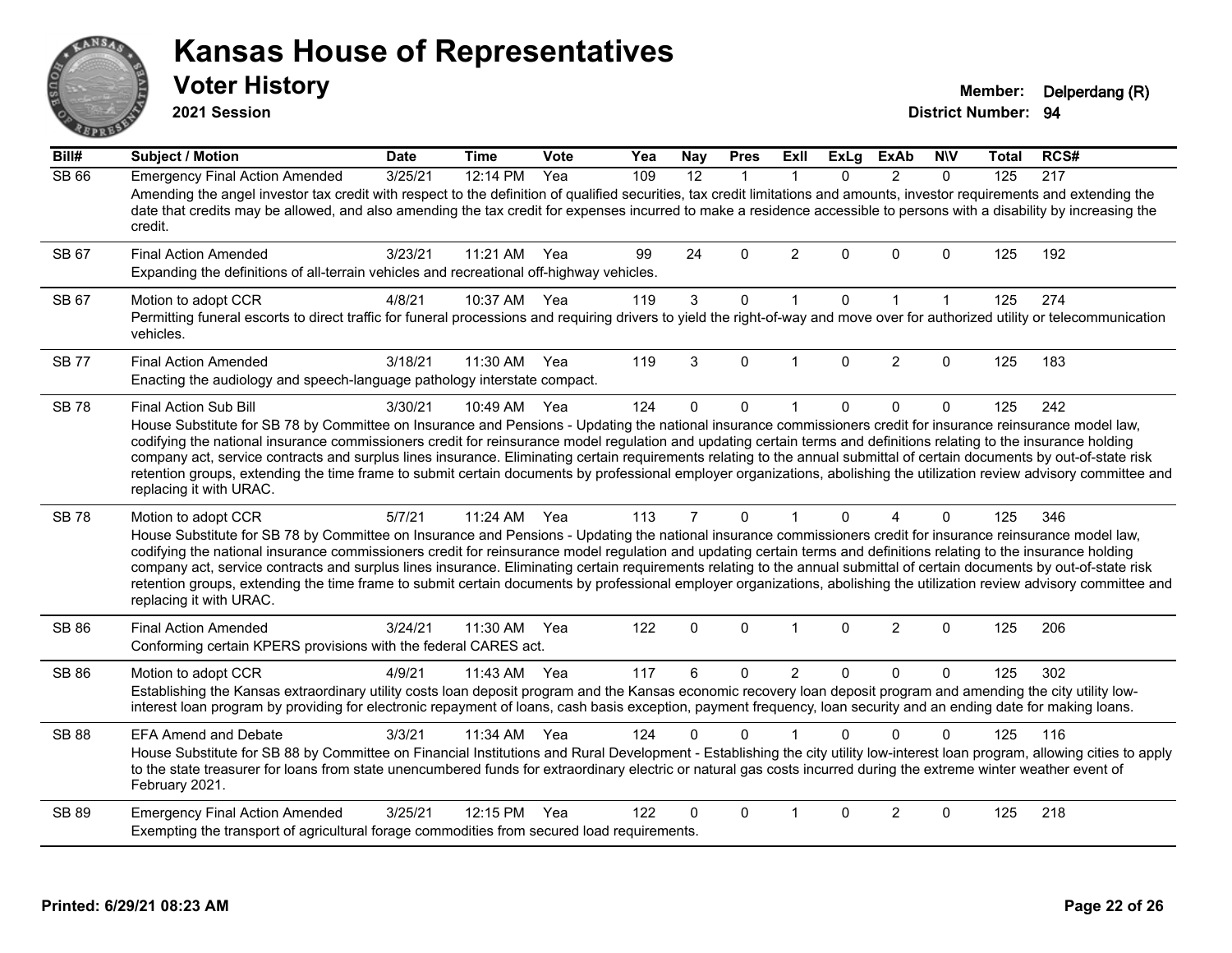# Kansas House of Representatives

## Voter History

**2021 Session**

**Member:** Delperdang (R)

**District Number:** 94

| Bill# | Subject / Motion | Date | Time | Vote | Yea | Nay | Pres | ExII | ExLg | ExAb | N\V | Total | RCS# |
|---|---|---|---|---|---|---|---|---|---|---|---|---|---|
| SB 66 | Emergency Final Action Amended | 3/25/21 | 12:14 PM | Yea | 109 | 12 | 1 | 1 | 0 | 2 | 0 | 125 | 217 |
| | Amending the angel investor tax credit with respect to the definition of qualified securities, tax credit limitations and amounts, investor requirements and extending the date that credits may be allowed, and also amending the tax credit for expenses incurred to make a residence accessible to persons with a disability by increasing the credit. | | | | | | | | | | | | |
| SB 67 | Final Action Amended | 3/23/21 | 11:21 AM | Yea | 99 | 24 | 0 | 2 | 0 | 0 | 0 | 125 | 192 |
| | Expanding the definitions of all-terrain vehicles and recreational off-highway vehicles. | | | | | | | | | | | | |
| SB 67 | Motion to adopt CCR | 4/8/21 | 10:37 AM | Yea | 119 | 3 | 0 | 1 | 0 | 1 | 1 | 125 | 274 |
| | Permitting funeral escorts to direct traffic for funeral processions and requiring drivers to yield the right-of-way and move over for authorized utility or telecommunication vehicles. | | | | | | | | | | | | |
| SB 77 | Final Action Amended | 3/18/21 | 11:30 AM | Yea | 119 | 3 | 0 | 1 | 0 | 2 | 0 | 125 | 183 |
| | Enacting the audiology and speech-language pathology interstate compact. | | | | | | | | | | | | |
| SB 78 | Final Action Sub Bill | 3/30/21 | 10:49 AM | Yea | 124 | 0 | 0 | 1 | 0 | 0 | 0 | 125 | 242 |
| | House Substitute for SB 78 by Committee on Insurance and Pensions - Updating the national insurance commissioners credit for insurance reinsurance model law, codifying the national insurance commissioners credit for reinsurance model regulation and updating certain terms and definitions relating to the insurance holding company act, service contracts and surplus lines insurance. Eliminating certain requirements relating to the annual submittal of certain documents by out-of-state risk retention groups, extending the time frame to submit certain documents by professional employer organizations, abolishing the utilization review advisory committee and replacing it with URAC. | | | | | | | | | | | | |
| SB 78 | Motion to adopt CCR | 5/7/21 | 11:24 AM | Yea | 113 | 7 | 0 | 1 | 0 | 4 | 0 | 125 | 346 |
| | House Substitute for SB 78 by Committee on Insurance and Pensions - Updating the national insurance commissioners credit for insurance reinsurance model law, codifying the national insurance commissioners credit for reinsurance model regulation and updating certain terms and definitions relating to the insurance holding company act, service contracts and surplus lines insurance. Eliminating certain requirements relating to the annual submittal of certain documents by out-of-state risk retention groups, extending the time frame to submit certain documents by professional employer organizations, abolishing the utilization review advisory committee and replacing it with URAC. | | | | | | | | | | | | |
| SB 86 | Final Action Amended | 3/24/21 | 11:30 AM | Yea | 122 | 0 | 0 | 1 | 0 | 2 | 0 | 125 | 206 |
| | Conforming certain KPERS provisions with the federal CARES act. | | | | | | | | | | | | |
| SB 86 | Motion to adopt CCR | 4/9/21 | 11:43 AM | Yea | 117 | 6 | 0 | 2 | 0 | 0 | 0 | 125 | 302 |
| | Establishing the Kansas extraordinary utility costs loan deposit program and the Kansas economic recovery loan deposit program and amending the city utility low-interest loan program by providing for electronic repayment of loans, cash basis exception, payment frequency, loan security and an ending date for making loans. | | | | | | | | | | | | |
| SB 88 | EFA Amend and Debate | 3/3/21 | 11:34 AM | Yea | 124 | 0 | 0 | 1 | 0 | 0 | 0 | 125 | 116 |
| | House Substitute for SB 88 by Committee on Financial Institutions and Rural Development - Establishing the city utility low-interest loan program, allowing cities to apply to the state treasurer for loans from state unencumbered funds for extraordinary electric or natural gas costs incurred during the extreme winter weather event of February 2021. | | | | | | | | | | | | |
| SB 89 | Emergency Final Action Amended | 3/25/21 | 12:15 PM | Yea | 122 | 0 | 0 | 1 | 0 | 2 | 0 | 125 | 218 |
| | Exempting the transport of agricultural forage commodities from secured load requirements. | | | | | | | | | | | | |

**Printed: 6/29/21 08:23 AM**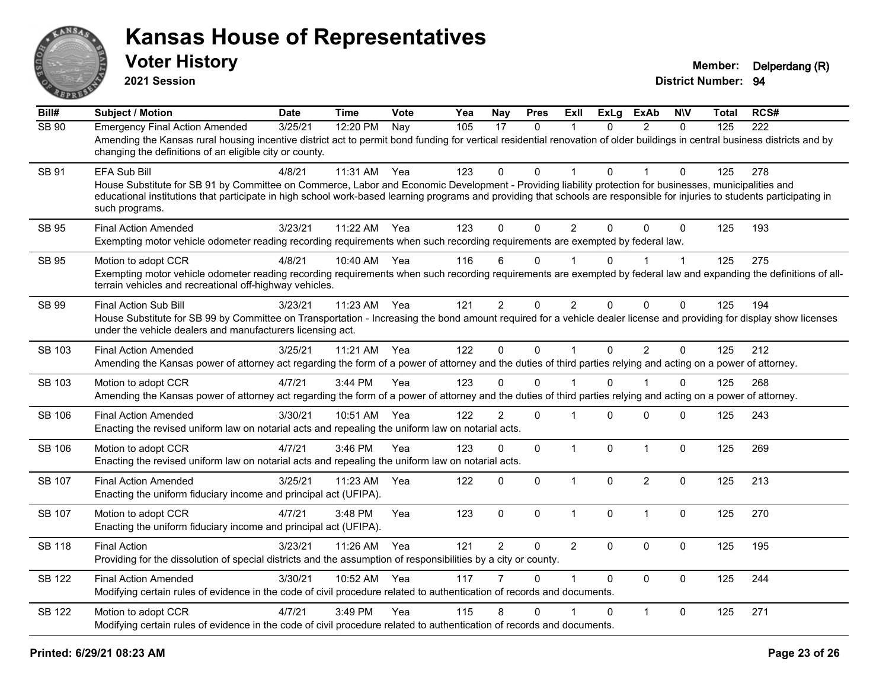# Kansas House of Representatives

## Voter History

**2021 Session**

**Member:** Delperdang (R)
**District Number:** 94

| Bill# | Subject / Motion | Date | Time | Vote | Yea | Nay | Pres | ExlI | ExLg | ExAb | N\V | Total | RCS# |
|---|---|---|---|---|---|---|---|---|---|---|---|---|---|
| SB 90 | Emergency Final Action Amended | 3/25/21 | 12:20 PM | Nay | 105 | 17 | 0 | 1 | 0 | 2 | 0 | 125 | 222 |
| | Amending the Kansas rural housing incentive district act to permit bond funding for vertical residential renovation of older buildings in central business districts and by changing the definitions of an eligible city or county. | | | | | | | | | | | | |
| SB 91 | EFA Sub Bill | 4/8/21 | 11:31 AM | Yea | 123 | 0 | 0 | 1 | 0 | 1 | 0 | 125 | 278 |
| | House Substitute for SB 91 by Committee on Commerce, Labor and Economic Development - Providing liability protection for businesses, municipalities and educational institutions that participate in high school work-based learning programs and providing that schools are responsible for injuries to students participating in such programs. | | | | | | | | | | | | |
| SB 95 | Final Action Amended | 3/23/21 | 11:22 AM | Yea | 123 | 0 | 0 | 2 | 0 | 0 | 0 | 125 | 193 |
| | Exempting motor vehicle odometer reading recording requirements when such recording requirements are exempted by federal law. | | | | | | | | | | | | |
| SB 95 | Motion to adopt CCR | 4/8/21 | 10:40 AM | Yea | 116 | 6 | 0 | 1 | 0 | 1 | 1 | 125 | 275 |
| | Exempting motor vehicle odometer reading recording requirements when such recording requirements are exempted by federal law and expanding the definitions of all-terrain vehicles and recreational off-highway vehicles. | | | | | | | | | | | | |
| SB 99 | Final Action Sub Bill | 3/23/21 | 11:23 AM | Yea | 121 | 2 | 0 | 2 | 0 | 0 | 0 | 125 | 194 |
| | House Substitute for SB 99 by Committee on Transportation - Increasing the bond amount required for a vehicle dealer license and providing for display show licenses under the vehicle dealers and manufacturers licensing act. | | | | | | | | | | | | |
| SB 103 | Final Action Amended | 3/25/21 | 11:21 AM | Yea | 122 | 0 | 0 | 1 | 0 | 2 | 0 | 125 | 212 |
| | Amending the Kansas power of attorney act regarding the form of a power of attorney and the duties of third parties relying and acting on a power of attorney. | | | | | | | | | | | | |
| SB 103 | Motion to adopt CCR | 4/7/21 | 3:44 PM | Yea | 123 | 0 | 0 | 1 | 0 | 1 | 0 | 125 | 268 |
| | Amending the Kansas power of attorney act regarding the form of a power of attorney and the duties of third parties relying and acting on a power of attorney. | | | | | | | | | | | | |
| SB 106 | Final Action Amended | 3/30/21 | 10:51 AM | Yea | 122 | 2 | 0 | 1 | 0 | 0 | 0 | 125 | 243 |
| | Enacting the revised uniform law on notarial acts and repealing the uniform law on notarial acts. | | | | | | | | | | | | |
| SB 106 | Motion to adopt CCR | 4/7/21 | 3:46 PM | Yea | 123 | 0 | 0 | 1 | 0 | 1 | 0 | 125 | 269 |
| | Enacting the revised uniform law on notarial acts and repealing the uniform law on notarial acts. | | | | | | | | | | | | |
| SB 107 | Final Action Amended | 3/25/21 | 11:23 AM | Yea | 122 | 0 | 0 | 1 | 0 | 2 | 0 | 125 | 213 |
| | Enacting the uniform fiduciary income and principal act (UFIPA). | | | | | | | | | | | | |
| SB 107 | Motion to adopt CCR | 4/7/21 | 3:48 PM | Yea | 123 | 0 | 0 | 1 | 0 | 1 | 0 | 125 | 270 |
| | Enacting the uniform fiduciary income and principal act (UFIPA). | | | | | | | | | | | | |
| SB 118 | Final Action | 3/23/21 | 11:26 AM | Yea | 121 | 2 | 0 | 2 | 0 | 0 | 0 | 125 | 195 |
| | Providing for the dissolution of special districts and the assumption of responsibilities by a city or county. | | | | | | | | | | | | |
| SB 122 | Final Action Amended | 3/30/21 | 10:52 AM | Yea | 117 | 7 | 0 | 1 | 0 | 0 | 0 | 125 | 244 |
| | Modifying certain rules of evidence in the code of civil procedure related to authentication of records and documents. | | | | | | | | | | | | |
| SB 122 | Motion to adopt CCR | 4/7/21 | 3:49 PM | Yea | 115 | 8 | 0 | 1 | 0 | 1 | 0 | 125 | 271 |
| | Modifying certain rules of evidence in the code of civil procedure related to authentication of records and documents. | | | | | | | | | | | | |

**Printed: 6/29/21 08:23 AM**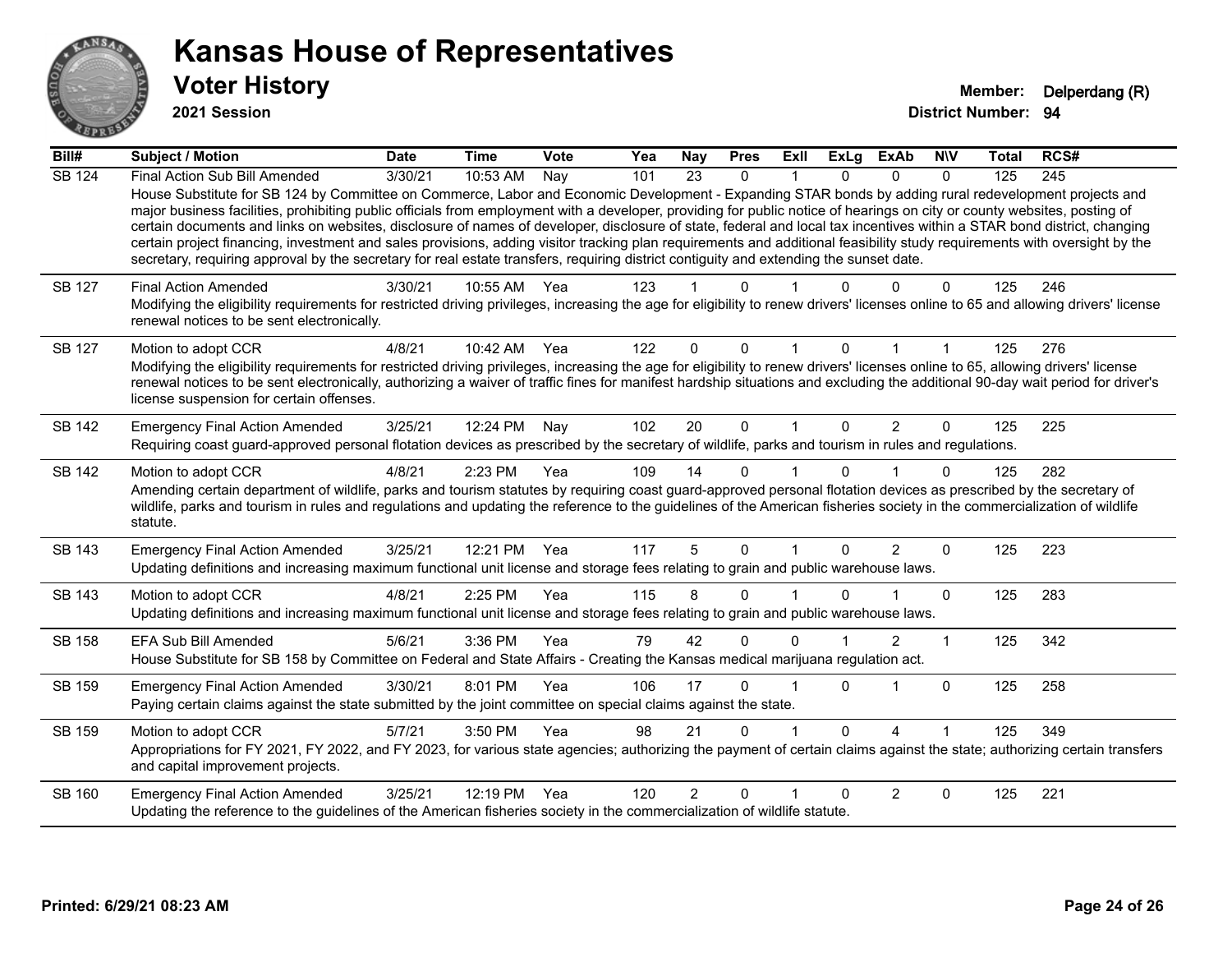# Kansas House of Representatives

## Voter History

**2021 Session**

**Member:** Delperdang (R)
**District Number:** 94

| Bill# | Subject / Motion | Date | Time | Vote | Yea | Nay | Pres | ExII | ExLg | ExAb | N\V | Total | RCS# |
|---|---|---|---|---|---|---|---|---|---|---|---|---|---|
| SB 124 | Final Action Sub Bill Amended | 3/30/21 | 10:53 AM | Nay | 101 | 23 | 0 | 1 | 0 | 0 | 0 | 125 | 245 |
| | House Substitute for SB 124 by Committee on Commerce, Labor and Economic Development - Expanding STAR bonds by adding rural redevelopment projects and major business facilities, prohibiting public officials from employment with a developer, providing for public notice of hearings on city or county websites, posting of certain documents and links on websites, disclosure of names of developer, disclosure of state, federal and local tax incentives within a STAR bond district, changing certain project financing, investment and sales provisions, adding visitor tracking plan requirements and additional feasibility study requirements with oversight by the secretary, requiring approval by the secretary for real estate transfers, requiring district contiguity and extending the sunset date. | | | | | | | | | | | | |
| SB 127 | Final Action Amended | 3/30/21 | 10:55 AM | Yea | 123 | 1 | 0 | 1 | 0 | 0 | 0 | 125 | 246 |
| | Modifying the eligibility requirements for restricted driving privileges, increasing the age for eligibility to renew drivers' licenses online to 65 and allowing drivers' license renewal notices to be sent electronically. | | | | | | | | | | | | |
| SB 127 | Motion to adopt CCR | 4/8/21 | 10:42 AM | Yea | 122 | 0 | 0 | 1 | 0 | 1 | 1 | 125 | 276 |
| | Modifying the eligibility requirements for restricted driving privileges, increasing the age for eligibility to renew drivers' licenses online to 65, allowing drivers' license renewal notices to be sent electronically, authorizing a waiver of traffic fines for manifest hardship situations and excluding the additional 90-day wait period for driver's license suspension for certain offenses. | | | | | | | | | | | | |
| SB 142 | Emergency Final Action Amended | 3/25/21 | 12:24 PM | Nay | 102 | 20 | 0 | 1 | 0 | 2 | 0 | 125 | 225 |
| | Requiring coast guard-approved personal flotation devices as prescribed by the secretary of wildlife, parks and tourism in rules and regulations. | | | | | | | | | | | | |
| SB 142 | Motion to adopt CCR | 4/8/21 | 2:23 PM | Yea | 109 | 14 | 0 | 1 | 0 | 1 | 0 | 125 | 282 |
| | Amending certain department of wildlife, parks and tourism statutes by requiring coast guard-approved personal flotation devices as prescribed by the secretary of wildlife, parks and tourism in rules and regulations and updating the reference to the guidelines of the American fisheries society in the commercialization of wildlife statute. | | | | | | | | | | | | |
| SB 143 | Emergency Final Action Amended | 3/25/21 | 12:21 PM | Yea | 117 | 5 | 0 | 1 | 0 | 2 | 0 | 125 | 223 |
| | Updating definitions and increasing maximum functional unit license and storage fees relating to grain and public warehouse laws. | | | | | | | | | | | | |
| SB 143 | Motion to adopt CCR | 4/8/21 | 2:25 PM | Yea | 115 | 8 | 0 | 1 | 0 | 1 | 0 | 125 | 283 |
| | Updating definitions and increasing maximum functional unit license and storage fees relating to grain and public warehouse laws. | | | | | | | | | | | | |
| SB 158 | EFA Sub Bill Amended | 5/6/21 | 3:36 PM | Yea | 79 | 42 | 0 | 0 | 1 | 2 | 1 | 125 | 342 |
| | House Substitute for SB 158 by Committee on Federal and State Affairs - Creating the Kansas medical marijuana regulation act. | | | | | | | | | | | | |
| SB 159 | Emergency Final Action Amended | 3/30/21 | 8:01 PM | Yea | 106 | 17 | 0 | 1 | 0 | 1 | 0 | 125 | 258 |
| | Paying certain claims against the state submitted by the joint committee on special claims against the state. | | | | | | | | | | | | |
| SB 159 | Motion to adopt CCR | 5/7/21 | 3:50 PM | Yea | 98 | 21 | 0 | 1 | 0 | 4 | 1 | 125 | 349 |
| | Appropriations for FY 2021, FY 2022, and FY 2023, for various state agencies; authorizing the payment of certain claims against the state; authorizing certain transfers and capital improvement projects. | | | | | | | | | | | | |
| SB 160 | Emergency Final Action Amended | 3/25/21 | 12:19 PM | Yea | 120 | 2 | 0 | 1 | 0 | 2 | 0 | 125 | 221 |
| | Updating the reference to the guidelines of the American fisheries society in the commercialization of wildlife statute. | | | | | | | | | | | | |

**Printed: 6/29/21 08:23 AM**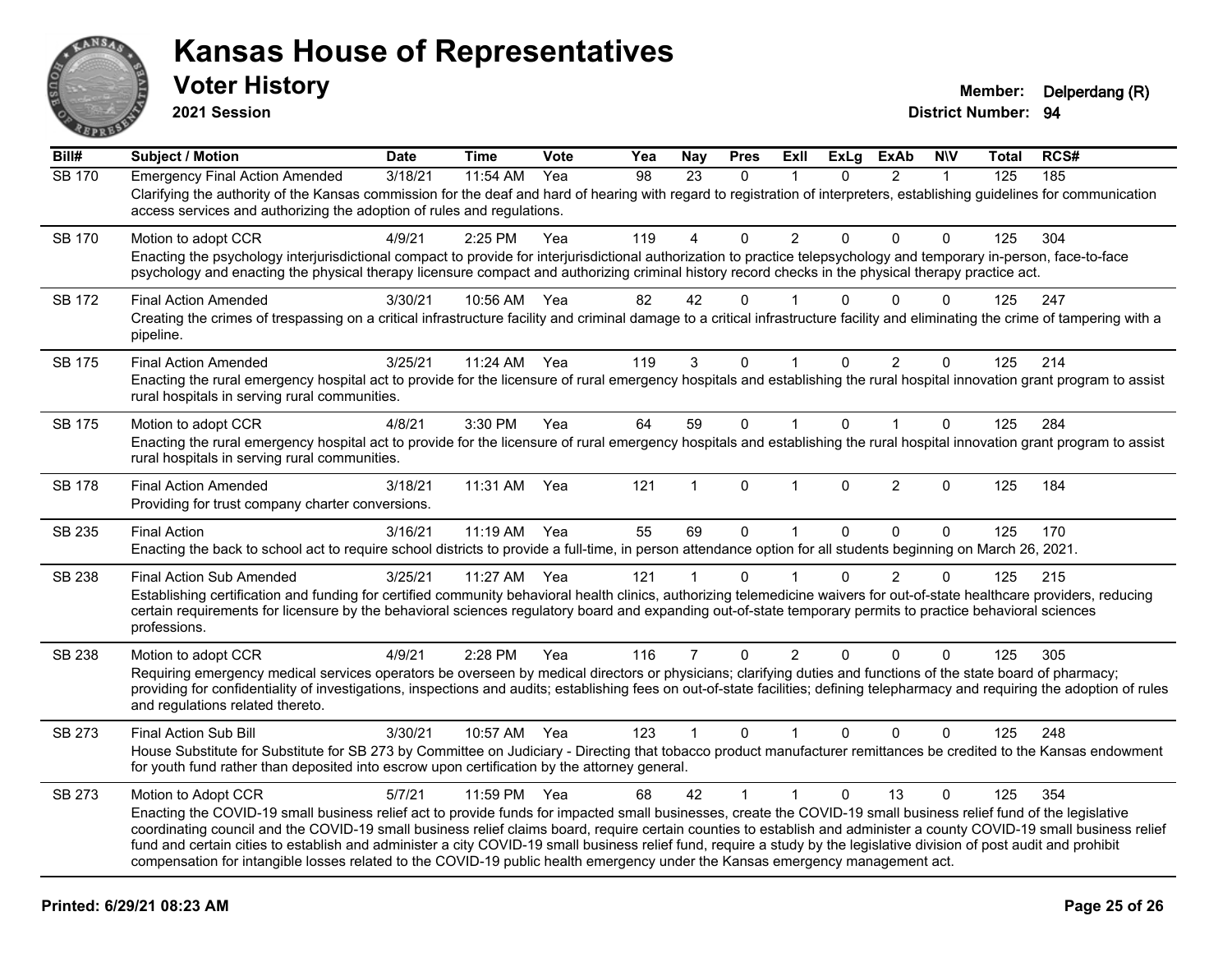# Kansas House of Representatives

## Voter History

**2021 Session**

**Member:** Delperdang (R)
**District Number:** 94

| Bill# | Subject / Motion | Date | Time | Vote | Yea | Nay | Pres | ExII | ExLg | ExAb | N\V | Total | RCS# |
|---|---|---|---|---|---|---|---|---|---|---|---|---|---|
| SB 170 | Emergency Final Action Amended | 3/18/21 | 11:54 AM | Yea | 98 | 23 | 0 | 1 | 0 | 2 | 1 | 125 | 185 |
| | Clarifying the authority of the Kansas commission for the deaf and hard of hearing with regard to registration of interpreters, establishing guidelines for communication access services and authorizing the adoption of rules and regulations. | | | | | | | | | | | | |
| SB 170 | Motion to adopt CCR | 4/9/21 | 2:25 PM | Yea | 119 | 4 | 0 | 2 | 0 | 0 | 0 | 125 | 304 |
| | Enacting the psychology interjurisdictional compact to provide for interjurisdictional authorization to practice telepsychology and temporary in-person, face-to-face psychology and enacting the physical therapy licensure compact and authorizing criminal history record checks in the physical therapy practice act. | | | | | | | | | | | | |
| SB 172 | Final Action Amended | 3/30/21 | 10:56 AM | Yea | 82 | 42 | 0 | 1 | 0 | 0 | 0 | 125 | 247 |
| | Creating the crimes of trespassing on a critical infrastructure facility and criminal damage to a critical infrastructure facility and eliminating the crime of tampering with a pipeline. | | | | | | | | | | | | |
| SB 175 | Final Action Amended | 3/25/21 | 11:24 AM | Yea | 119 | 3 | 0 | 1 | 0 | 2 | 0 | 125 | 214 |
| | Enacting the rural emergency hospital act to provide for the licensure of rural emergency hospitals and establishing the rural hospital innovation grant program to assist rural hospitals in serving rural communities. | | | | | | | | | | | | |
| SB 175 | Motion to adopt CCR | 4/8/21 | 3:30 PM | Yea | 64 | 59 | 0 | 1 | 0 | 1 | 0 | 125 | 284 |
| | Enacting the rural emergency hospital act to provide for the licensure of rural emergency hospitals and establishing the rural hospital innovation grant program to assist rural hospitals in serving rural communities. | | | | | | | | | | | | |
| SB 178 | Final Action Amended | 3/18/21 | 11:31 AM | Yea | 121 | 1 | 0 | 1 | 0 | 2 | 0 | 125 | 184 |
| | Providing for trust company charter conversions. | | | | | | | | | | | | |
| SB 235 | Final Action | 3/16/21 | 11:19 AM | Yea | 55 | 69 | 0 | 1 | 0 | 0 | 0 | 125 | 170 |
| | Enacting the back to school act to require school districts to provide a full-time, in person attendance option for all students beginning on March 26, 2021. | | | | | | | | | | | | |
| SB 238 | Final Action Sub Amended | 3/25/21 | 11:27 AM | Yea | 121 | 1 | 0 | 1 | 0 | 2 | 0 | 125 | 215 |
| | Establishing certification and funding for certified community behavioral health clinics, authorizing telemedicine waivers for out-of-state healthcare providers, reducing certain requirements for licensure by the behavioral sciences regulatory board and expanding out-of-state temporary permits to practice behavioral sciences professions. | | | | | | | | | | | | |
| SB 238 | Motion to adopt CCR | 4/9/21 | 2:28 PM | Yea | 116 | 7 | 0 | 2 | 0 | 0 | 0 | 125 | 305 |
| | Requiring emergency medical services operators be overseen by medical directors or physicians; clarifying duties and functions of the state board of pharmacy; providing for confidentiality of investigations, inspections and audits; establishing fees on out-of-state facilities; defining telepharmacy and requiring the adoption of rules and regulations related thereto. | | | | | | | | | | | | |
| SB 273 | Final Action Sub Bill | 3/30/21 | 10:57 AM | Yea | 123 | 1 | 0 | 1 | 0 | 0 | 0 | 125 | 248 |
| | House Substitute for Substitute for SB 273 by Committee on Judiciary - Directing that tobacco product manufacturer remittances be credited to the Kansas endowment for youth fund rather than deposited into escrow upon certification by the attorney general. | | | | | | | | | | | | |
| SB 273 | Motion to Adopt CCR | 5/7/21 | 11:59 PM | Yea | 68 | 42 | 1 | 1 | 0 | 13 | 0 | 125 | 354 |
| | Enacting the COVID-19 small business relief act to provide funds for impacted small businesses, create the COVID-19 small business relief fund of the legislative coordinating council and the COVID-19 small business relief claims board, require certain counties to establish and administer a county COVID-19 small business relief fund and certain cities to establish and administer a city COVID-19 small business relief fund, require a study by the legislative division of post audit and prohibit compensation for intangible losses related to the COVID-19 public health emergency under the Kansas emergency management act. | | | | | | | | | | | | |

Printed: 6/29/21 08:23 AM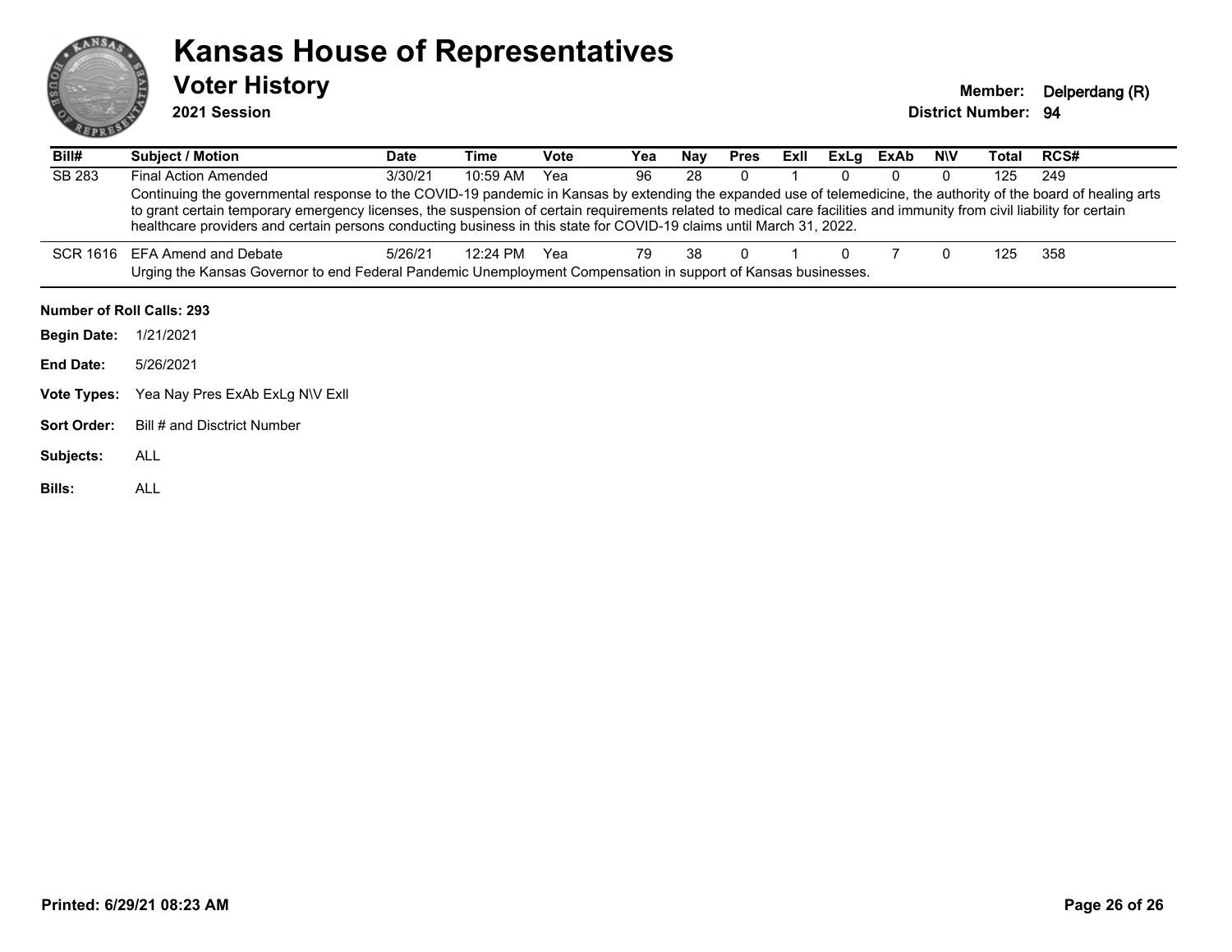# Kansas House of Representatives

## Voter History

**2021 Session**

**Member:** Delperdang (R)
**District Number:** 94

| Bill# | Subject / Motion | Date | Time | Vote | Yea | Nay | Pres | ExII | ExLg | ExAb | N\V | Total | RCS# |
|---|---|---|---|---|---|---|---|---|---|---|---|---|---|
| SB 283 | Final Action Amended | 3/30/21 | 10:59 AM | Yea | 96 | 28 | 0 | 1 | 0 | 0 | 0 | 125 | 249 |
| | Continuing the governmental response to the COVID-19 pandemic in Kansas by extending the expanded use of telemedicine, the authority of the board of healing arts to grant certain temporary emergency licenses, the suspension of certain requirements related to medical care facilities and immunity from civil liability for certain healthcare providers and certain persons conducting business in this state for COVID-19 claims until March 31, 2022. | | | | | | | | | | | | |
| SCR 1616 | EFA Amend and Debate | 5/26/21 | 12:24 PM | Yea | 79 | 38 | 0 | 1 | 0 | 7 | 0 | 125 | 358 |
| | Urging the Kansas Governor to end Federal Pandemic Unemployment Compensation in support of Kansas businesses. | | | | | | | | | | | | |

**Number of Roll Calls: 293**

**Begin Date:** 1/21/2021

**End Date:** 5/26/2021

**Vote Types:** Yea Nay Pres ExAb ExLg N\V ExII

**Sort Order:** Bill # and Disctrict Number

**Subjects:** ALL

**Bills:** ALL

**Printed: 6/29/21 08:23 AM**